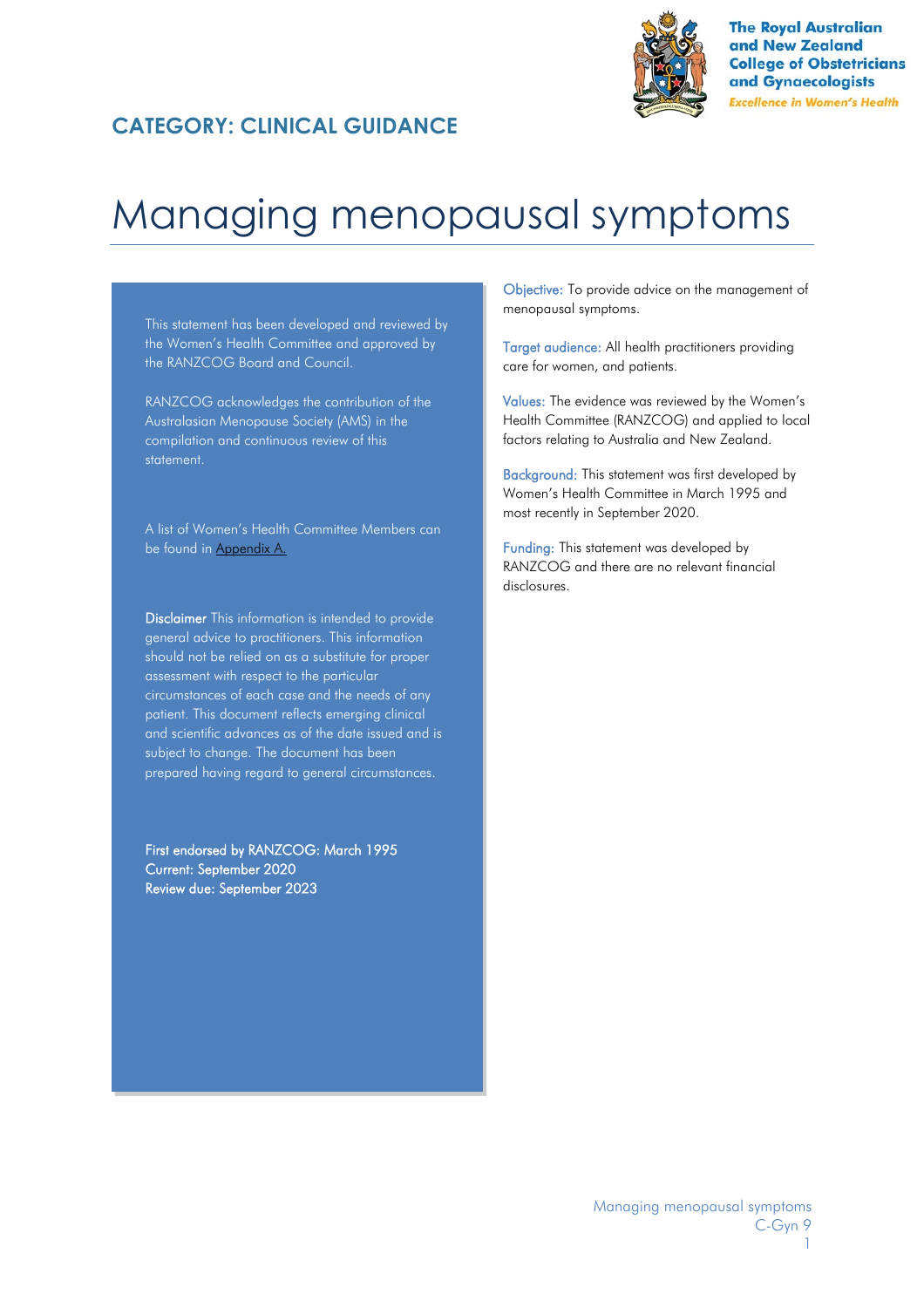The Royal Australian and New Zealand College of Obstetricians and Gynaecologists

*Excellence in Women's Health*

**CATEGORY: CLINICAL GUIDANCE**

# Managing menopausal symptoms

This statement has been developed and reviewed by the Women's Health Committee and approved by the RANZCOG Board and Council.

RANZCOG acknowledges the contribution of the Australasian Menopause Society (AMS) in the compilation and continuous review of this statement.

A list of Women's Health Committee Members can be found in Appendix A.

**Disclaimer** This information is intended to provide general advice to practitioners. This information should not be relied on as a substitute for proper assessment with respect to the particular circumstances of each case and the needs of any patient. This document reflects emerging clinical and scientific advances as of the date issued and is subject to change. The document has been prepared having regard to general circumstances.

**First endorsed by RANZCOG: March 1995**
**Current: September 2020**
**Review due: September 2023**

**Objective:** To provide advice on the management of menopausal symptoms.

**Target audience:** All health practitioners providing care for women, and patients.

**Values:** The evidence was reviewed by the Women's Health Committee (RANZCOG) and applied to local factors relating to Australia and New Zealand.

**Background:** This statement was first developed by Women's Health Committee in March 1995 and most recently in September 2020.

**Funding:** This statement was developed by RANZCOG and there are no relevant financial disclosures.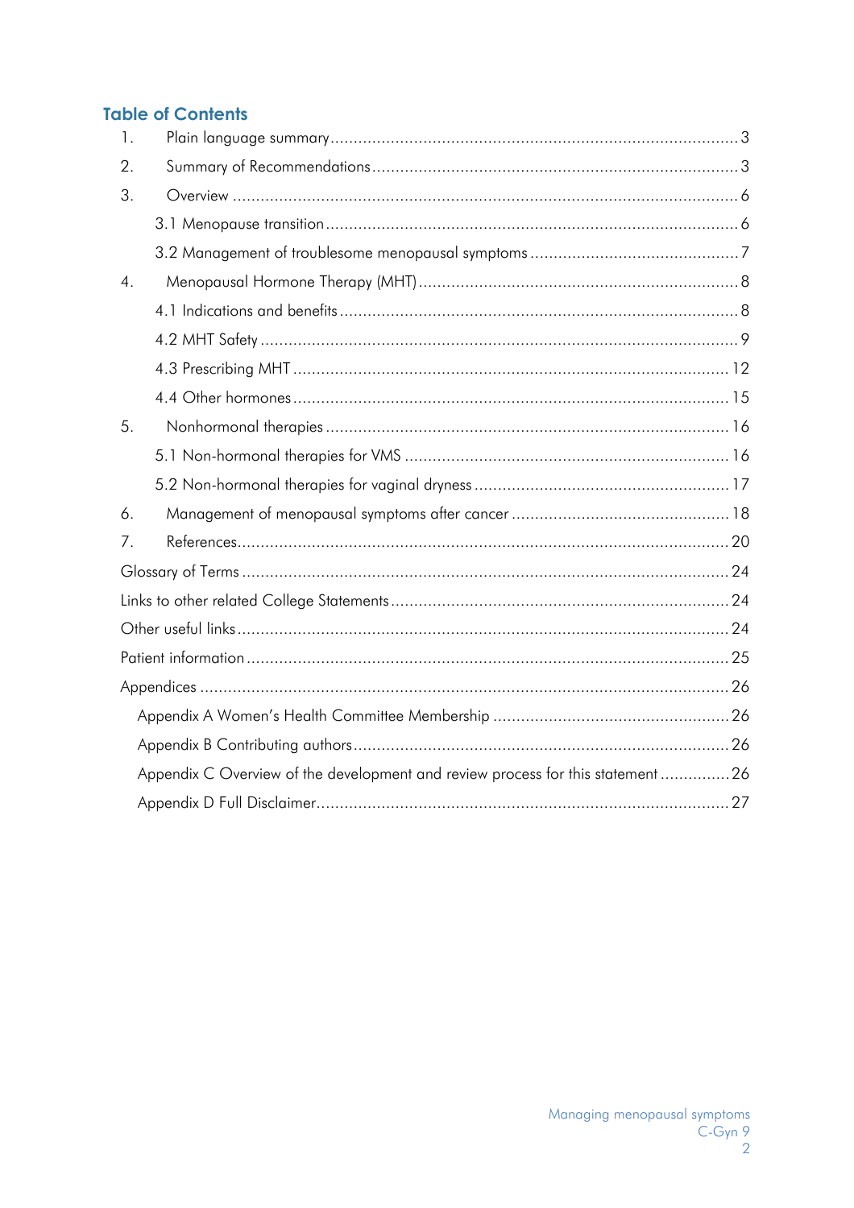## Table of Contents

1. Plain language summary ... 3
2. Summary of Recommendations ... 3
3. Overview ... 6
   - 3.1 Menopause transition ... 6
   - 3.2 Management of troublesome menopausal symptoms ... 7
4. Menopausal Hormone Therapy (MHT) ... 8
   - 4.1 Indications and benefits ... 8
   - 4.2 MHT Safety ... 9
   - 4.3 Prescribing MHT ... 12
   - 4.4 Other hormones ... 15
5. Nonhormonal therapies ... 16
   - 5.1 Non-hormonal therapies for VMS ... 16
   - 5.2 Non-hormonal therapies for vaginal dryness ... 17
6. Management of menopausal symptoms after cancer ... 18
7. References ... 20

Glossary of Terms ... 24

Links to other related College Statements ... 24

Other useful links ... 24

Patient information ... 25

Appendices ... 26

- Appendix A Women's Health Committee Membership ... 26
- Appendix B Contributing authors ... 26
- Appendix C Overview of the development and review process for this statement ... 26
- Appendix D Full Disclaimer ... 27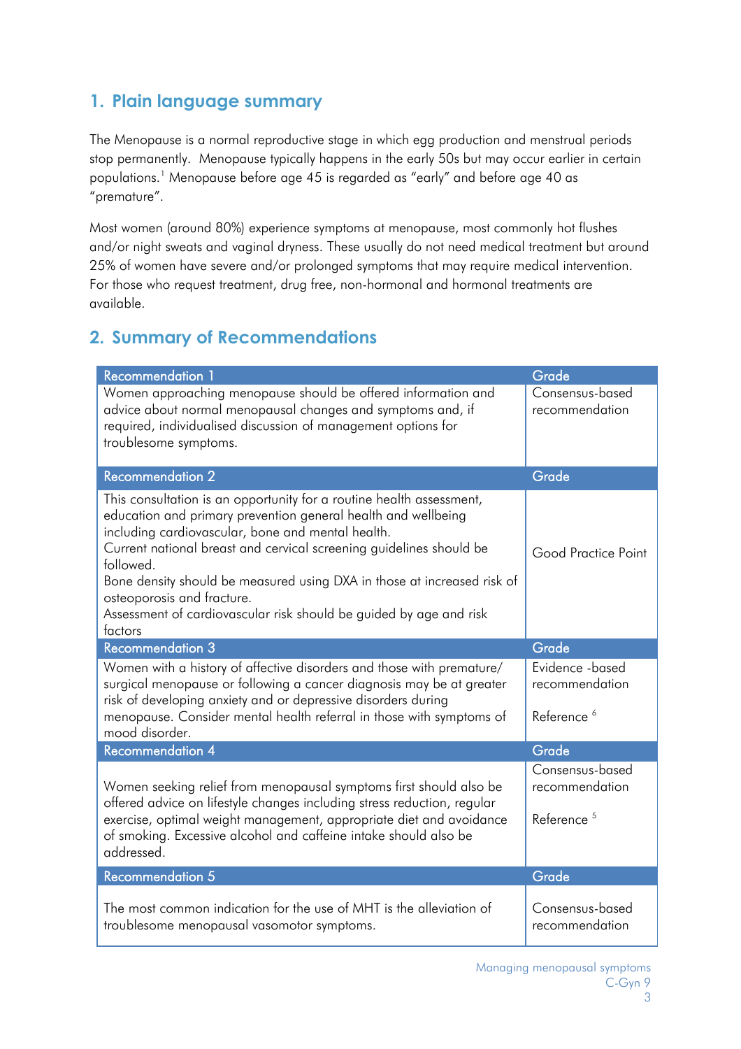## 1. Plain language summary

The Menopause is a normal reproductive stage in which egg production and menstrual periods stop permanently. Menopause typically happens in the early 50s but may occur earlier in certain populations.[1] Menopause before age 45 is regarded as "early" and before age 40 as "premature".

Most women (around 80%) experience symptoms at menopause, most commonly hot flushes and/or night sweats and vaginal dryness. These usually do not need medical treatment but around 25% of women have severe and/or prolonged symptoms that may require medical intervention. For those who request treatment, drug free, non-hormonal and hormonal treatments are available.

## 2. Summary of Recommendations

| Recommendation 1 | Grade |
|---|---|
| Women approaching menopause should be offered information and advice about normal menopausal changes and symptoms and, if required, individualised discussion of management options for troublesome symptoms. | Consensus-based recommendation |
| **Recommendation 2** | **Grade** |
| This consultation is an opportunity for a routine health assessment, education and primary prevention general health and wellbeing including cardiovascular, bone and mental health.<br>Current national breast and cervical screening guidelines should be followed.<br>Bone density should be measured using DXA in those at increased risk of osteoporosis and fracture.<br>Assessment of cardiovascular risk should be guided by age and risk factors | Good Practice Point |
| **Recommendation 3** | **Grade** |
| Women with a history of affective disorders and those with premature/ surgical menopause or following a cancer diagnosis may be at greater risk of developing anxiety and or depressive disorders during menopause. Consider mental health referral in those with symptoms of mood disorder. | Evidence -based recommendation<br><br>Reference [6] |
| **Recommendation 4** | **Grade** |
| Women seeking relief from menopausal symptoms first should also be offered advice on lifestyle changes including stress reduction, regular exercise, optimal weight management, appropriate diet and avoidance of smoking. Excessive alcohol and caffeine intake should also be addressed. | Consensus-based recommendation<br><br>Reference [5] |
| **Recommendation 5** | **Grade** |
| The most common indication for the use of MHT is the alleviation of troublesome menopausal vasomotor symptoms. | Consensus-based recommendation |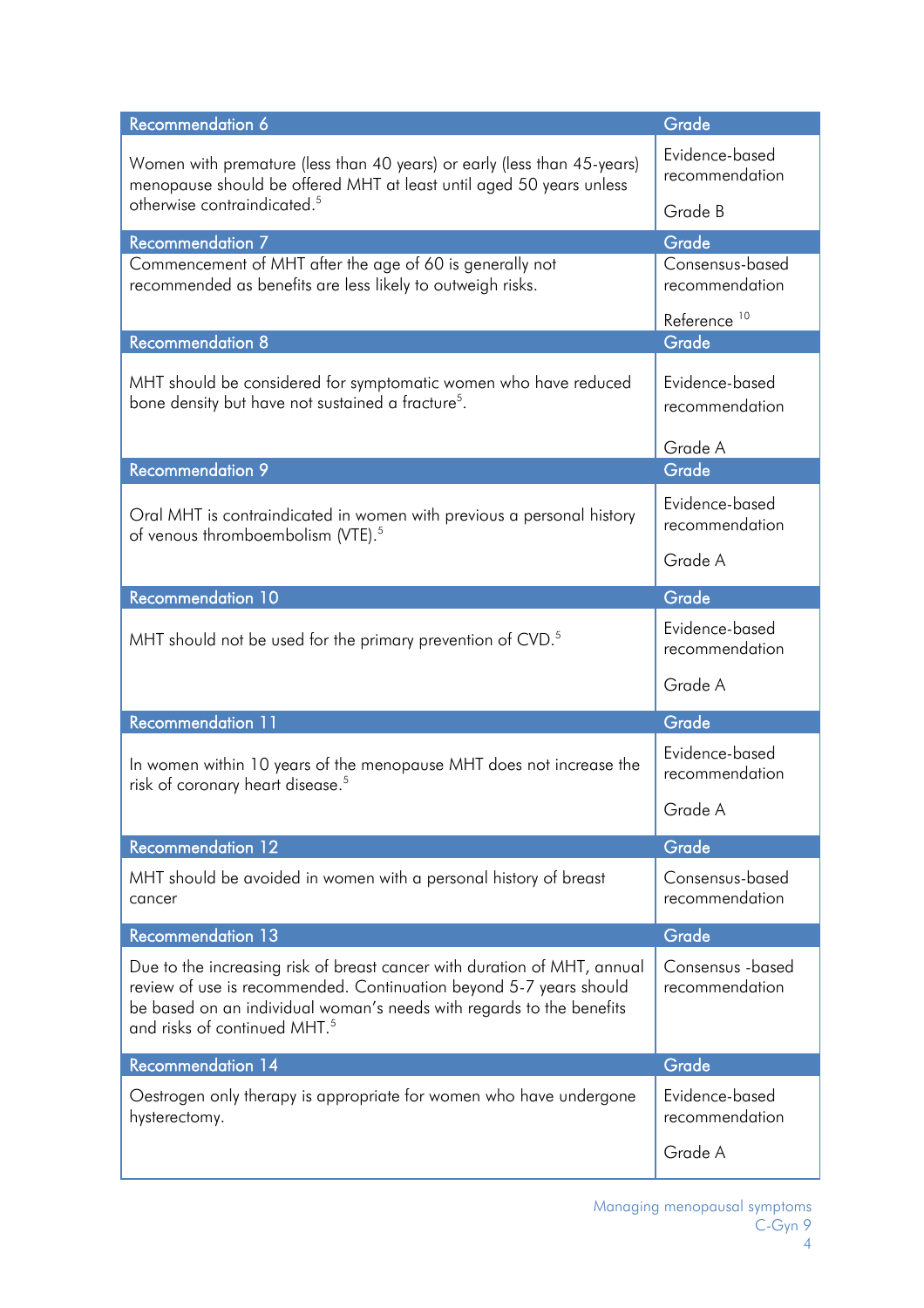| Recommendation 6 | Grade |
|---|---|
| Women with premature (less than 40 years) or early (less than 45-years) menopause should be offered MHT at least until aged 50 years unless otherwise contraindicated.[5] | Evidence-based recommendation<br><br>Grade B |

| Recommendation 7 | Grade |
|---|---|
| Commencement of MHT after the age of 60 is generally not recommended as benefits are less likely to outweigh risks. | Consensus-based recommendation<br><br>Reference [10] |

| Recommendation 8 | Grade |
|---|---|
| MHT should be considered for symptomatic women who have reduced bone density but have not sustained a fracture[5]. | Evidence-based recommendation<br><br>Grade A |

| Recommendation 9 | Grade |
|---|---|
| Oral MHT is contraindicated in women with previous a personal history of venous thromboembolism (VTE).[5] | Evidence-based recommendation<br><br>Grade A |

| Recommendation 10 | Grade |
|---|---|
| MHT should not be used for the primary prevention of CVD.[5] | Evidence-based recommendation<br><br>Grade A |

| Recommendation 11 | Grade |
|---|---|
| In women within 10 years of the menopause MHT does not increase the risk of coronary heart disease.[5] | Evidence-based recommendation<br><br>Grade A |

| Recommendation 12 | Grade |
|---|---|
| MHT should be avoided in women with a personal history of breast cancer | Consensus-based recommendation |

| Recommendation 13 | Grade |
|---|---|
| Due to the increasing risk of breast cancer with duration of MHT, annual review of use is recommended. Continuation beyond 5-7 years should be based on an individual woman's needs with regards to the benefits and risks of continued MHT.[5] | Consensus -based recommendation |

| Recommendation 14 | Grade |
|---|---|
| Oestrogen only therapy is appropriate for women who have undergone hysterectomy. | Evidence-based recommendation<br><br>Grade A |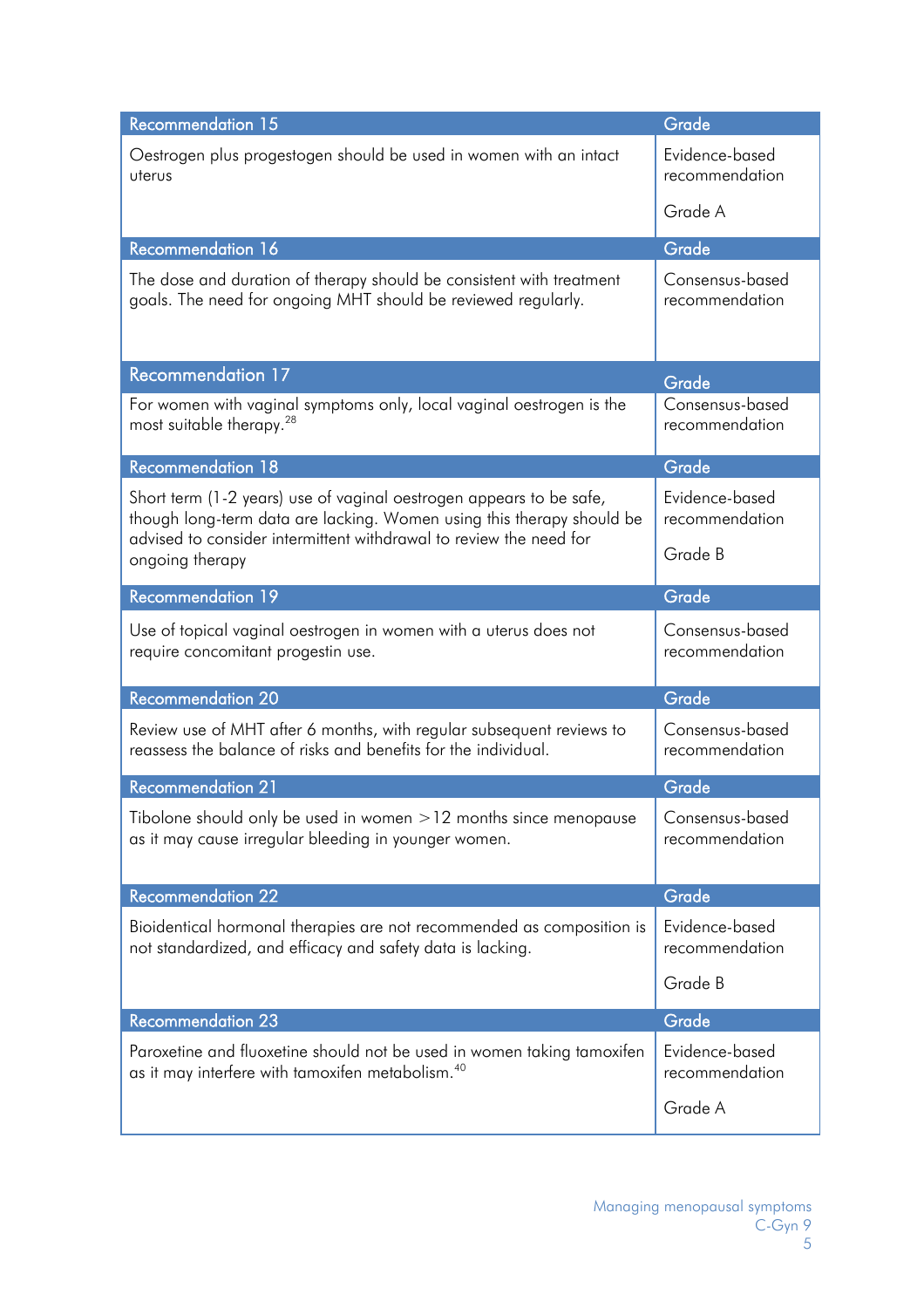| Recommendation 15 | Grade |
|---|---|
| Oestrogen plus progestogen should be used in women with an intact uterus | Evidence-based recommendation<br><br>Grade A |

| Recommendation 16 | Grade |
|---|---|
| The dose and duration of therapy should be consistent with treatment goals. The need for ongoing MHT should be reviewed regularly. | Consensus-based recommendation |

| Recommendation 17 | Grade |
|---|---|
| For women with vaginal symptoms only, local vaginal oestrogen is the most suitable therapy.[28] | Consensus-based recommendation |

| Recommendation 18 | Grade |
|---|---|
| Short term (1-2 years) use of vaginal oestrogen appears to be safe, though long-term data are lacking. Women using this therapy should be advised to consider intermittent withdrawal to review the need for ongoing therapy | Evidence-based recommendation<br><br>Grade B |

| Recommendation 19 | Grade |
|---|---|
| Use of topical vaginal oestrogen in women with a uterus does not require concomitant progestin use. | Consensus-based recommendation |

| Recommendation 20 | Grade |
|---|---|
| Review use of MHT after 6 months, with regular subsequent reviews to reassess the balance of risks and benefits for the individual. | Consensus-based recommendation |

| Recommendation 21 | Grade |
|---|---|
| Tibolone should only be used in women >12 months since menopause as it may cause irregular bleeding in younger women. | Consensus-based recommendation |

| Recommendation 22 | Grade |
|---|---|
| Bioidentical hormonal therapies are not recommended as composition is not standardized, and efficacy and safety data is lacking. | Evidence-based recommendation<br><br>Grade B |

| Recommendation 23 | Grade |
|---|---|
| Paroxetine and fluoxetine should not be used in women taking tamoxifen as it may interfere with tamoxifen metabolism.[40] | Evidence-based recommendation<br><br>Grade A |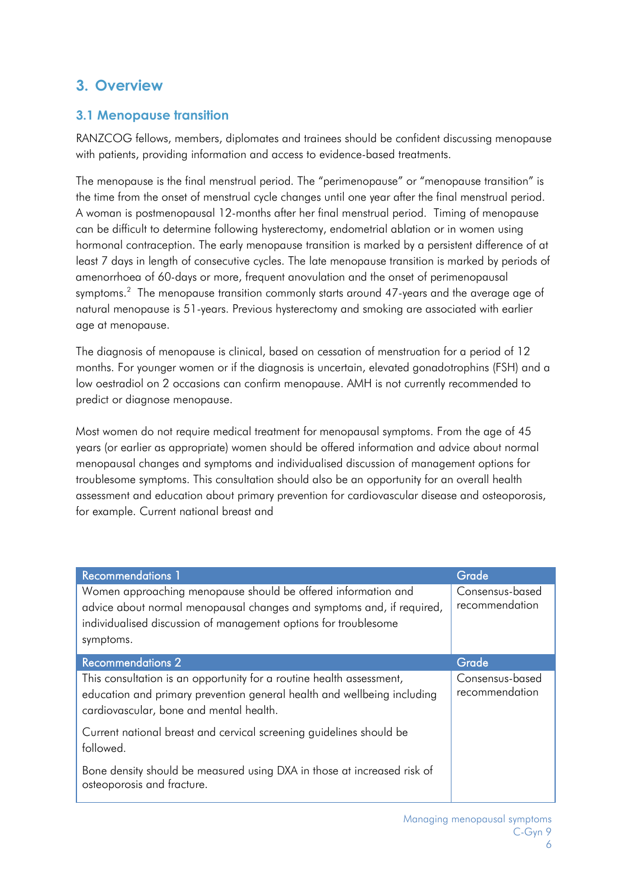# 3. Overview

## 3.1 Menopause transition

RANZCOG fellows, members, diplomates and trainees should be confident discussing menopause with patients, providing information and access to evidence-based treatments.

The menopause is the final menstrual period. The "perimenopause" or "menopause transition" is the time from the onset of menstrual cycle changes until one year after the final menstrual period. A woman is postmenopausal 12-months after her final menstrual period. Timing of menopause can be difficult to determine following hysterectomy, endometrial ablation or in women using hormonal contraception. The early menopause transition is marked by a persistent difference of at least 7 days in length of consecutive cycles. The late menopause transition is marked by periods of amenorrhoea of 60-days or more, frequent anovulation and the onset of perimenopausal symptoms.[2] The menopause transition commonly starts around 47-years and the average age of natural menopause is 51-years. Previous hysterectomy and smoking are associated with earlier age at menopause.

The diagnosis of menopause is clinical, based on cessation of menstruation for a period of 12 months. For younger women or if the diagnosis is uncertain, elevated gonadotrophins (FSH) and a low oestradiol on 2 occasions can confirm menopause. AMH is not currently recommended to predict or diagnose menopause.

Most women do not require medical treatment for menopausal symptoms. From the age of 45 years (or earlier as appropriate) women should be offered information and advice about normal menopausal changes and symptoms and individualised discussion of management options for troublesome symptoms. This consultation should also be an opportunity for an overall health assessment and education about primary prevention for cardiovascular disease and osteoporosis, for example. Current national breast and

| Recommendations 1 | Grade |
|---|---|
| Women approaching menopause should be offered information and advice about normal menopausal changes and symptoms and, if required, individualised discussion of management options for troublesome symptoms. | Consensus-based recommendation |

| Recommendations 2 | Grade |
|---|---|
| This consultation is an opportunity for a routine health assessment, education and primary prevention general health and wellbeing including cardiovascular, bone and mental health.<br><br>Current national breast and cervical screening guidelines should be followed.<br><br>Bone density should be measured using DXA in those at increased risk of osteoporosis and fracture. | Consensus-based recommendation |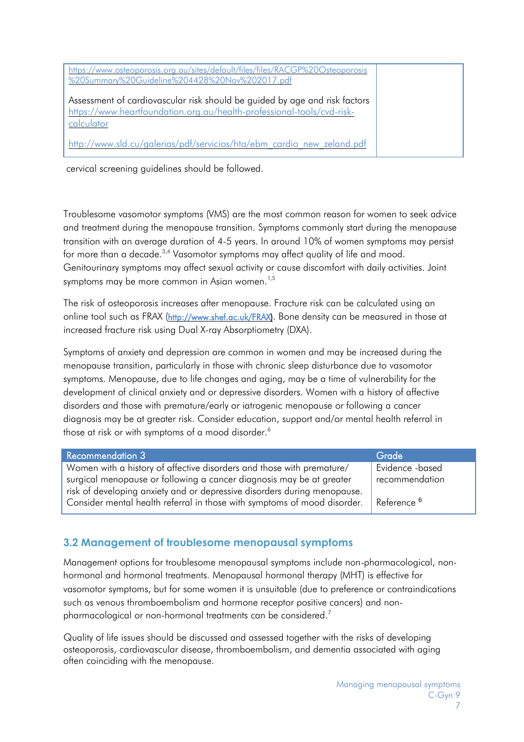| | |
|---|---|
| https://www.osteoporosis.org.au/sites/default/files/files/RACGP%20Osteoporosis%20Summary%20Guideline%204428%20Nov%202017.pdf<br><br>Assessment of cardiovascular risk should be guided by age and risk factors https://www.heartfoundation.org.au/health-professional-tools/cvd-risk-calculator<br><br>http://www.sld.cu/galerias/pdf/servicios/hta/ebm_cardio_new_zeland.pdf | |

cervical screening guidelines should be followed.

Troublesome vasomotor symptoms (VMS) are the most common reason for women to seek advice and treatment during the menopause transition. Symptoms commonly start during the menopause transition with an average duration of 4-5 years. In around 10% of women symptoms may persist for more than a decade.[3,4] Vasomotor symptoms may affect quality of life and mood. Genitourinary symptoms may affect sexual activity or cause discomfort with daily activities. Joint symptoms may be more common in Asian women.[1,5]

The risk of osteoporosis increases after menopause. Fracture risk can be calculated using an online tool such as FRAX (http://www.shef.ac.uk/FRAX). Bone density can be measured in those at increased fracture risk using Dual X-ray Absorptiometry (DXA).

Symptoms of anxiety and depression are common in women and may be increased during the menopause transition, particularly in those with chronic sleep disturbance due to vasomotor symptoms. Menopause, due to life changes and aging, may be a time of vulnerability for the development of clinical anxiety and or depressive disorders. Women with a history of affective disorders and those with premature/early or iatrogenic menopause or following a cancer diagnosis may be at greater risk. Consider education, support and/or mental health referral in those at risk or with symptoms of a mood disorder.[6]

| Recommendation 3 | Grade |
|---|---|
| Women with a history of affective disorders and those with premature/ surgical menopause or following a cancer diagnosis may be at greater risk of developing anxiety and or depressive disorders during menopause. Consider mental health referral in those with symptoms of mood disorder. | Evidence -based recommendation<br><br>Reference [6] |

## 3.2 Management of troublesome menopausal symptoms

Management options for troublesome menopausal symptoms include non-pharmacological, non-hormonal and hormonal treatments. Menopausal hormonal therapy (MHT) is effective for vasomotor symptoms, but for some women it is unsuitable (due to preference or contraindications such as venous thromboembolism and hormone receptor positive cancers) and non-pharmacological or non-hormonal treatments can be considered.[7]

Quality of life issues should be discussed and assessed together with the risks of developing osteoporosis, cardiovascular disease, thromboembolism, and dementia associated with aging often coinciding with the menopause.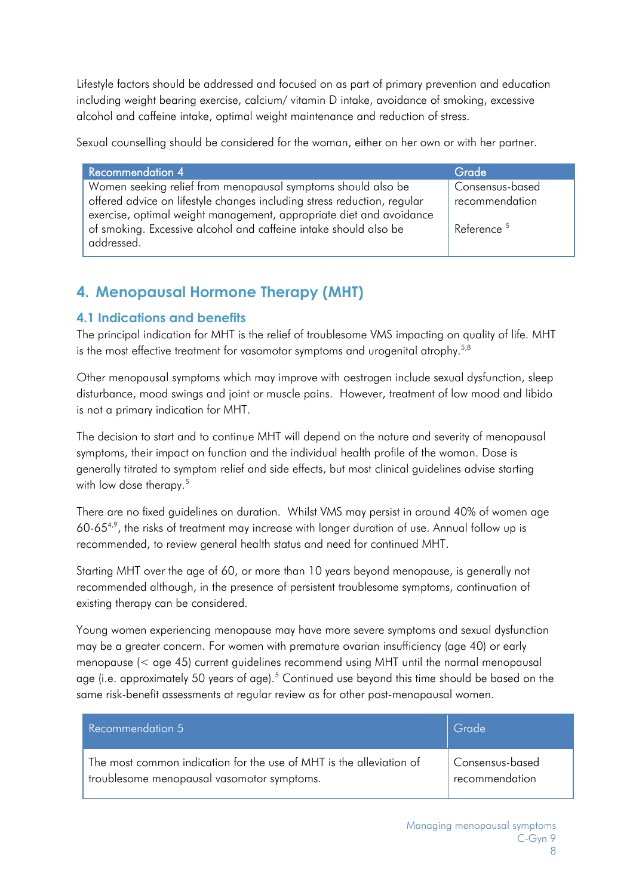Lifestyle factors should be addressed and focused on as part of primary prevention and education including weight bearing exercise, calcium/ vitamin D intake, avoidance of smoking, excessive alcohol and caffeine intake, optimal weight maintenance and reduction of stress.

Sexual counselling should be considered for the woman, either on her own or with her partner.

| Recommendation 4 | Grade |
| --- | --- |
| Women seeking relief from menopausal symptoms should also be offered advice on lifestyle changes including stress reduction, regular exercise, optimal weight management, appropriate diet and avoidance of smoking. Excessive alcohol and caffeine intake should also be addressed. | Consensus-based recommendation<br><br>Reference [5] |

## 4. Menopausal Hormone Therapy (MHT)

### 4.1 Indications and benefits

The principal indication for MHT is the relief of troublesome VMS impacting on quality of life. MHT is the most effective treatment for vasomotor symptoms and urogenital atrophy.[5,8]

Other menopausal symptoms which may improve with oestrogen include sexual dysfunction, sleep disturbance, mood swings and joint or muscle pains. However, treatment of low mood and libido is not a primary indication for MHT.

The decision to start and to continue MHT will depend on the nature and severity of menopausal symptoms, their impact on function and the individual health profile of the woman. Dose is generally titrated to symptom relief and side effects, but most clinical guidelines advise starting with low dose therapy.[5]

There are no fixed guidelines on duration. Whilst VMS may persist in around 40% of women age 60-65[4,9], the risks of treatment may increase with longer duration of use. Annual follow up is recommended, to review general health status and need for continued MHT.

Starting MHT over the age of 60, or more than 10 years beyond menopause, is generally not recommended although, in the presence of persistent troublesome symptoms, continuation of existing therapy can be considered.

Young women experiencing menopause may have more severe symptoms and sexual dysfunction may be a greater concern. For women with premature ovarian insufficiency (age 40) or early menopause (< age 45) current guidelines recommend using MHT until the normal menopausal age (i.e. approximately 50 years of age).[5] Continued use beyond this time should be based on the same risk-benefit assessments at regular review as for other post-menopausal women.

| Recommendation 5 | Grade |
| --- | --- |
| The most common indication for the use of MHT is the alleviation of troublesome menopausal vasomotor symptoms. | Consensus-based recommendation |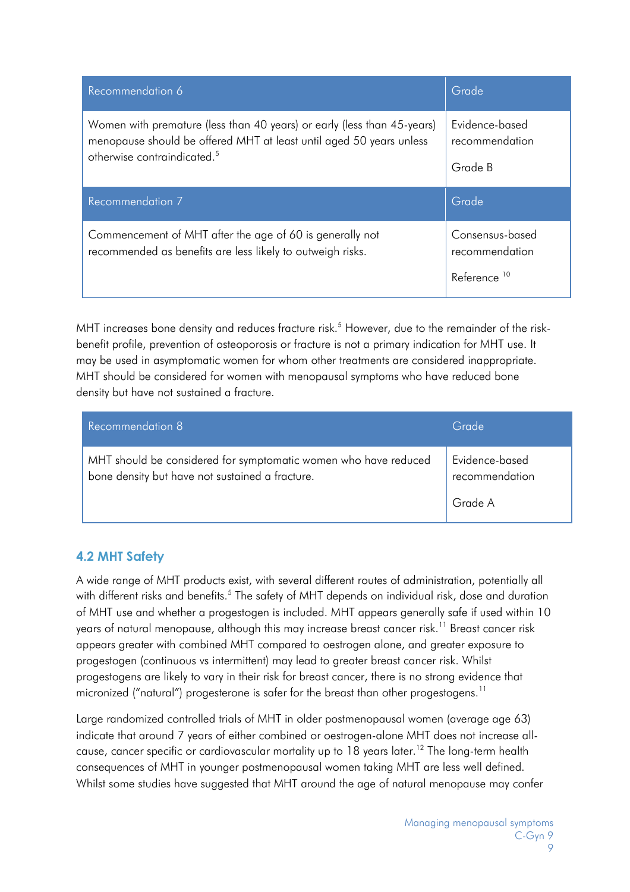| Recommendation 6 | Grade |
|---|---|
| Women with premature (less than 40 years) or early (less than 45-years) menopause should be offered MHT at least until aged 50 years unless otherwise contraindicated.[5] | Evidence-based recommendation<br><br>Grade B |

| Recommendation 7 | Grade |
|---|---|
| Commencement of MHT after the age of 60 is generally not recommended as benefits are less likely to outweigh risks. | Consensus-based recommendation<br><br>Reference [10] |

MHT increases bone density and reduces fracture risk.[5] However, due to the remainder of the risk-benefit profile, prevention of osteoporosis or fracture is not a primary indication for MHT use. It may be used in asymptomatic women for whom other treatments are considered inappropriate. MHT should be considered for women with menopausal symptoms who have reduced bone density but have not sustained a fracture.

| Recommendation 8 | Grade |
|---|---|
| MHT should be considered for symptomatic women who have reduced bone density but have not sustained a fracture. | Evidence-based recommendation<br><br>Grade A |

### 4.2 MHT Safety

A wide range of MHT products exist, with several different routes of administration, potentially all with different risks and benefits.[5] The safety of MHT depends on individual risk, dose and duration of MHT use and whether a progestogen is included. MHT appears generally safe if used within 10 years of natural menopause, although this may increase breast cancer risk.[11] Breast cancer risk appears greater with combined MHT compared to oestrogen alone, and greater exposure to progestogen (continuous vs intermittent) may lead to greater breast cancer risk. Whilst progestogens are likely to vary in their risk for breast cancer, there is no strong evidence that micronized ("natural") progesterone is safer for the breast than other progestogens.[11]

Large randomized controlled trials of MHT in older postmenopausal women (average age 63) indicate that around 7 years of either combined or oestrogen-alone MHT does not increase all-cause, cancer specific or cardiovascular mortality up to 18 years later.[12] The long-term health consequences of MHT in younger postmenopausal women taking MHT are less well defined. Whilst some studies have suggested that MHT around the age of natural menopause may confer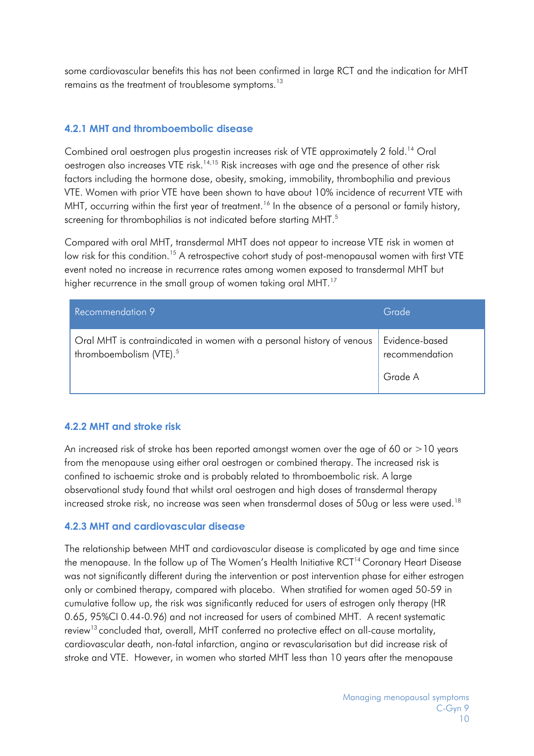some cardiovascular benefits this has not been confirmed in large RCT and the indication for MHT remains as the treatment of troublesome symptoms.[13]

### 4.2.1 MHT and thromboembolic disease

Combined oral oestrogen plus progestin increases risk of VTE approximately 2 fold.[14] Oral oestrogen also increases VTE risk.[14,15] Risk increases with age and the presence of other risk factors including the hormone dose, obesity, smoking, immobility, thrombophilia and previous VTE. Women with prior VTE have been shown to have about 10% incidence of recurrent VTE with MHT, occurring within the first year of treatment.[16] In the absence of a personal or family history, screening for thrombophilias is not indicated before starting MHT.[5]

Compared with oral MHT, transdermal MHT does not appear to increase VTE risk in women at low risk for this condition.[15] A retrospective cohort study of post-menopausal women with first VTE event noted no increase in recurrence rates among women exposed to transdermal MHT but higher recurrence in the small group of women taking oral MHT.[17]

| Recommendation 9 | Grade |
|---|---|
| Oral MHT is contraindicated in women with a personal history of venous thromboembolism (VTE).[5] | Evidence-based recommendation<br><br>Grade A |

### 4.2.2 MHT and stroke risk

An increased risk of stroke has been reported amongst women over the age of 60 or >10 years from the menopause using either oral oestrogen or combined therapy. The increased risk is confined to ischaemic stroke and is probably related to thromboembolic risk. A large observational study found that whilst oral oestrogen and high doses of transdermal therapy increased stroke risk, no increase was seen when transdermal doses of 50ug or less were used.[18]

### 4.2.3 MHT and cardiovascular disease

The relationship between MHT and cardiovascular disease is complicated by age and time since the menopause. In the follow up of The Women's Health Initiative RCT[14] Coronary Heart Disease was not significantly different during the intervention or post intervention phase for either estrogen only or combined therapy, compared with placebo. When stratified for women aged 50-59 in cumulative follow up, the risk was significantly reduced for users of estrogen only therapy (HR 0.65, 95%CI 0.44-0.96) and not increased for users of combined MHT. A recent systematic review[13] concluded that, overall, MHT conferred no protective effect on all-cause mortality, cardiovascular death, non-fatal infarction, angina or revascularisation but did increase risk of stroke and VTE. However, in women who started MHT less than 10 years after the menopause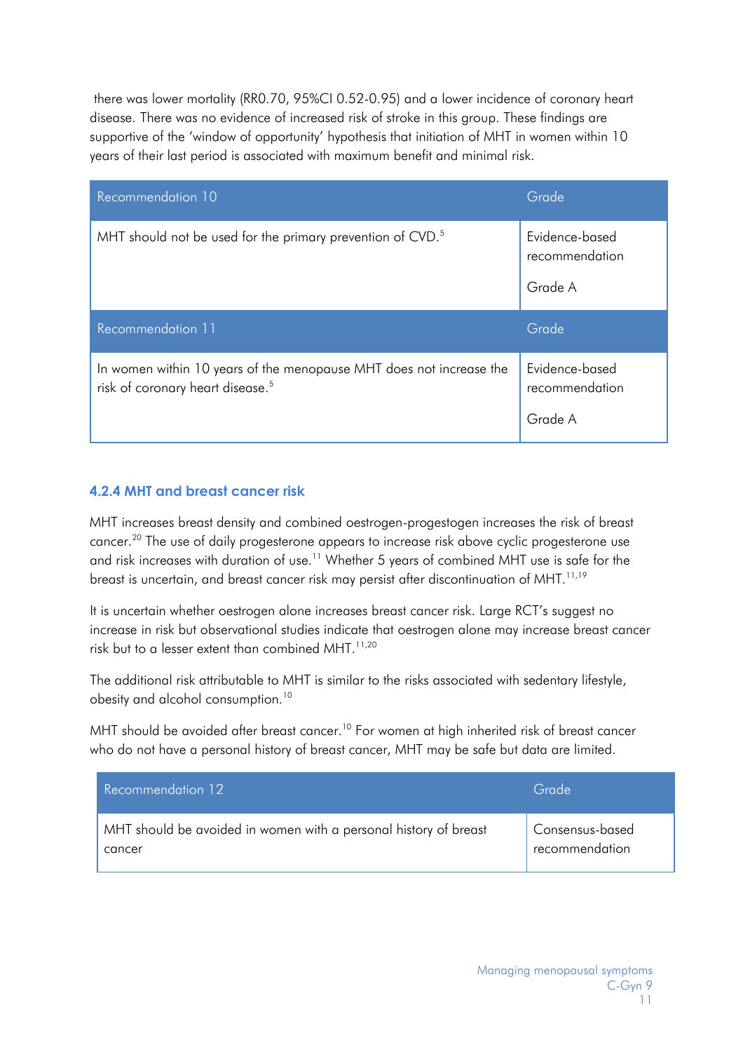there was lower mortality (RR0.70, 95%CI 0.52-0.95) and a lower incidence of coronary heart disease. There was no evidence of increased risk of stroke in this group. These findings are supportive of the 'window of opportunity' hypothesis that initiation of MHT in women within 10 years of their last period is associated with maximum benefit and minimal risk.

| Recommendation 10 | Grade |
|---|---|
| MHT should not be used for the primary prevention of CVD.[5] | Evidence-based recommendation<br><br>Grade A |

| Recommendation 11 | Grade |
|---|---|
| In women within 10 years of the menopause MHT does not increase the risk of coronary heart disease.[5] | Evidence-based recommendation<br><br>Grade A |

### 4.2.4 MHT and breast cancer risk

MHT increases breast density and combined oestrogen-progestogen increases the risk of breast cancer.[20] The use of daily progesterone appears to increase risk above cyclic progesterone use and risk increases with duration of use.[11] Whether 5 years of combined MHT use is safe for the breast is uncertain, and breast cancer risk may persist after discontinuation of MHT.[11,19]

It is uncertain whether oestrogen alone increases breast cancer risk. Large RCT's suggest no increase in risk but observational studies indicate that oestrogen alone may increase breast cancer risk but to a lesser extent than combined MHT.[11,20]

The additional risk attributable to MHT is similar to the risks associated with sedentary lifestyle, obesity and alcohol consumption.[10]

MHT should be avoided after breast cancer.[10] For women at high inherited risk of breast cancer who do not have a personal history of breast cancer, MHT may be safe but data are limited.

| Recommendation 12 | Grade |
|---|---|
| MHT should be avoided in women with a personal history of breast cancer | Consensus-based recommendation |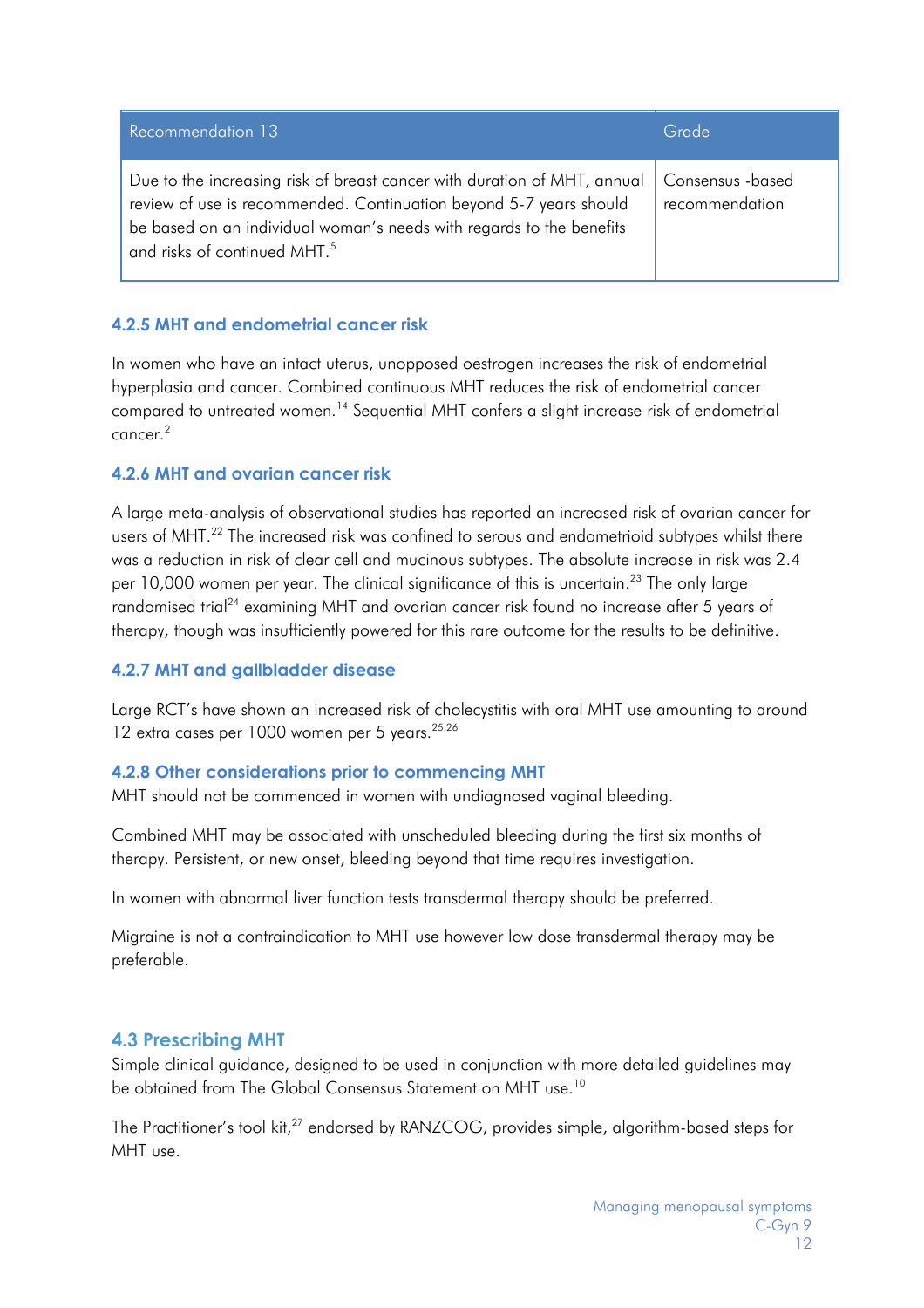| Recommendation 13 | Grade |
|---|---|
| Due to the increasing risk of breast cancer with duration of MHT, annual review of use is recommended. Continuation beyond 5-7 years should be based on an individual woman's needs with regards to the benefits and risks of continued MHT.[5] | Consensus -based recommendation |

#### 4.2.5 MHT and endometrial cancer risk

In women who have an intact uterus, unopposed oestrogen increases the risk of endometrial hyperplasia and cancer. Combined continuous MHT reduces the risk of endometrial cancer compared to untreated women.[14] Sequential MHT confers a slight increase risk of endometrial cancer.[21]

#### 4.2.6 MHT and ovarian cancer risk

A large meta-analysis of observational studies has reported an increased risk of ovarian cancer for users of MHT.[22] The increased risk was confined to serous and endometrioid subtypes whilst there was a reduction in risk of clear cell and mucinous subtypes. The absolute increase in risk was 2.4 per 10,000 women per year. The clinical significance of this is uncertain.[23] The only large randomised trial[24] examining MHT and ovarian cancer risk found no increase after 5 years of therapy, though was insufficiently powered for this rare outcome for the results to be definitive.

#### 4.2.7 MHT and gallbladder disease

Large RCT's have shown an increased risk of cholecystitis with oral MHT use amounting to around 12 extra cases per 1000 women per 5 years.[25,26]

#### 4.2.8 Other considerations prior to commencing MHT

MHT should not be commenced in women with undiagnosed vaginal bleeding.

Combined MHT may be associated with unscheduled bleeding during the first six months of therapy. Persistent, or new onset, bleeding beyond that time requires investigation.

In women with abnormal liver function tests transdermal therapy should be preferred.

Migraine is not a contraindication to MHT use however low dose transdermal therapy may be preferable.

### 4.3 Prescribing MHT

Simple clinical guidance, designed to be used in conjunction with more detailed guidelines may be obtained from The Global Consensus Statement on MHT use.[10]

The Practitioner's tool kit,[27] endorsed by RANZCOG, provides simple, algorithm-based steps for MHT use.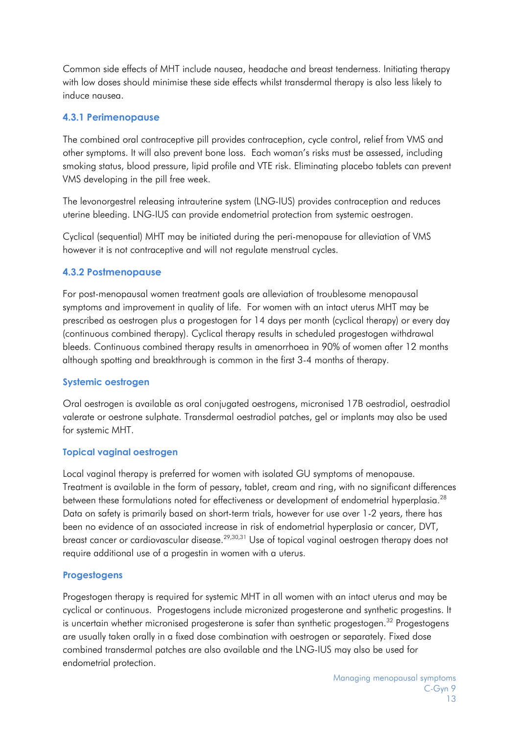Common side effects of MHT include nausea, headache and breast tenderness. Initiating therapy with low doses should minimise these side effects whilst transdermal therapy is also less likely to induce nausea.

### 4.3.1 Perimenopause

The combined oral contraceptive pill provides contraception, cycle control, relief from VMS and other symptoms. It will also prevent bone loss. Each woman's risks must be assessed, including smoking status, blood pressure, lipid profile and VTE risk. Eliminating placebo tablets can prevent VMS developing in the pill free week.

The levonorgestrel releasing intrauterine system (LNG-IUS) provides contraception and reduces uterine bleeding. LNG-IUS can provide endometrial protection from systemic oestrogen.

Cyclical (sequential) MHT may be initiated during the peri-menopause for alleviation of VMS however it is not contraceptive and will not regulate menstrual cycles.

### 4.3.2 Postmenopause

For post-menopausal women treatment goals are alleviation of troublesome menopausal symptoms and improvement in quality of life. For women with an intact uterus MHT may be prescribed as oestrogen plus a progestogen for 14 days per month (cyclical therapy) or every day (continuous combined therapy). Cyclical therapy results in scheduled progestogen withdrawal bleeds. Continuous combined therapy results in amenorrhoea in 90% of women after 12 months although spotting and breakthrough is common in the first 3-4 months of therapy.

#### Systemic oestrogen

Oral oestrogen is available as oral conjugated oestrogens, micronised 17B oestradiol, oestradiol valerate or oestrone sulphate. Transdermal oestradiol patches, gel or implants may also be used for systemic MHT.

#### Topical vaginal oestrogen

Local vaginal therapy is preferred for women with isolated GU symptoms of menopause. Treatment is available in the form of pessary, tablet, cream and ring, with no significant differences between these formulations noted for effectiveness or development of endometrial hyperplasia.[28] Data on safety is primarily based on short-term trials, however for use over 1-2 years, there has been no evidence of an associated increase in risk of endometrial hyperplasia or cancer, DVT, breast cancer or cardiovascular disease.[29,30,31] Use of topical vaginal oestrogen therapy does not require additional use of a progestin in women with a uterus.

#### Progestogens

Progestogen therapy is required for systemic MHT in all women with an intact uterus and may be cyclical or continuous. Progestogens include micronized progesterone and synthetic progestins. It is uncertain whether micronised progesterone is safer than synthetic progestogen.[32] Progestogens are usually taken orally in a fixed dose combination with oestrogen or separately. Fixed dose combined transdermal patches are also available and the LNG-IUS may also be used for endometrial protection.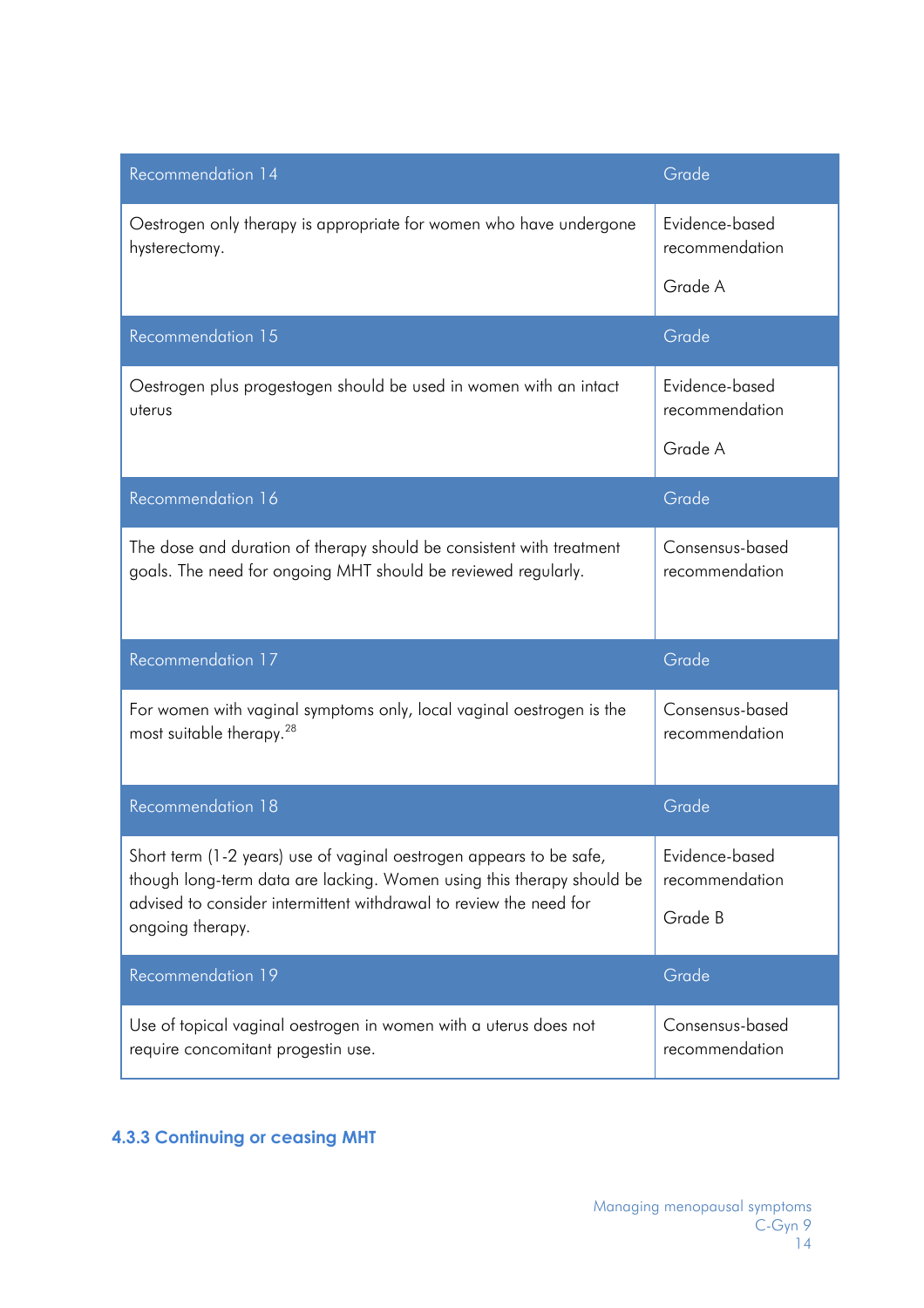| Recommendation 14 | Grade |
| --- | --- |
| Oestrogen only therapy is appropriate for women who have undergone hysterectomy. | Evidence-based recommendation<br><br>Grade A |

| Recommendation 15 | Grade |
| --- | --- |
| Oestrogen plus progestogen should be used in women with an intact uterus | Evidence-based recommendation<br><br>Grade A |

| Recommendation 16 | Grade |
| --- | --- |
| The dose and duration of therapy should be consistent with treatment goals. The need for ongoing MHT should be reviewed regularly. | Consensus-based recommendation |

| Recommendation 17 | Grade |
| --- | --- |
| For women with vaginal symptoms only, local vaginal oestrogen is the most suitable therapy.[28] | Consensus-based recommendation |

| Recommendation 18 | Grade |
| --- | --- |
| Short term (1-2 years) use of vaginal oestrogen appears to be safe, though long-term data are lacking. Women using this therapy should be advised to consider intermittent withdrawal to review the need for ongoing therapy. | Evidence-based recommendation<br><br>Grade B |

| Recommendation 19 | Grade |
| --- | --- |
| Use of topical vaginal oestrogen in women with a uterus does not require concomitant progestin use. | Consensus-based recommendation |

### 4.3.3 Continuing or ceasing MHT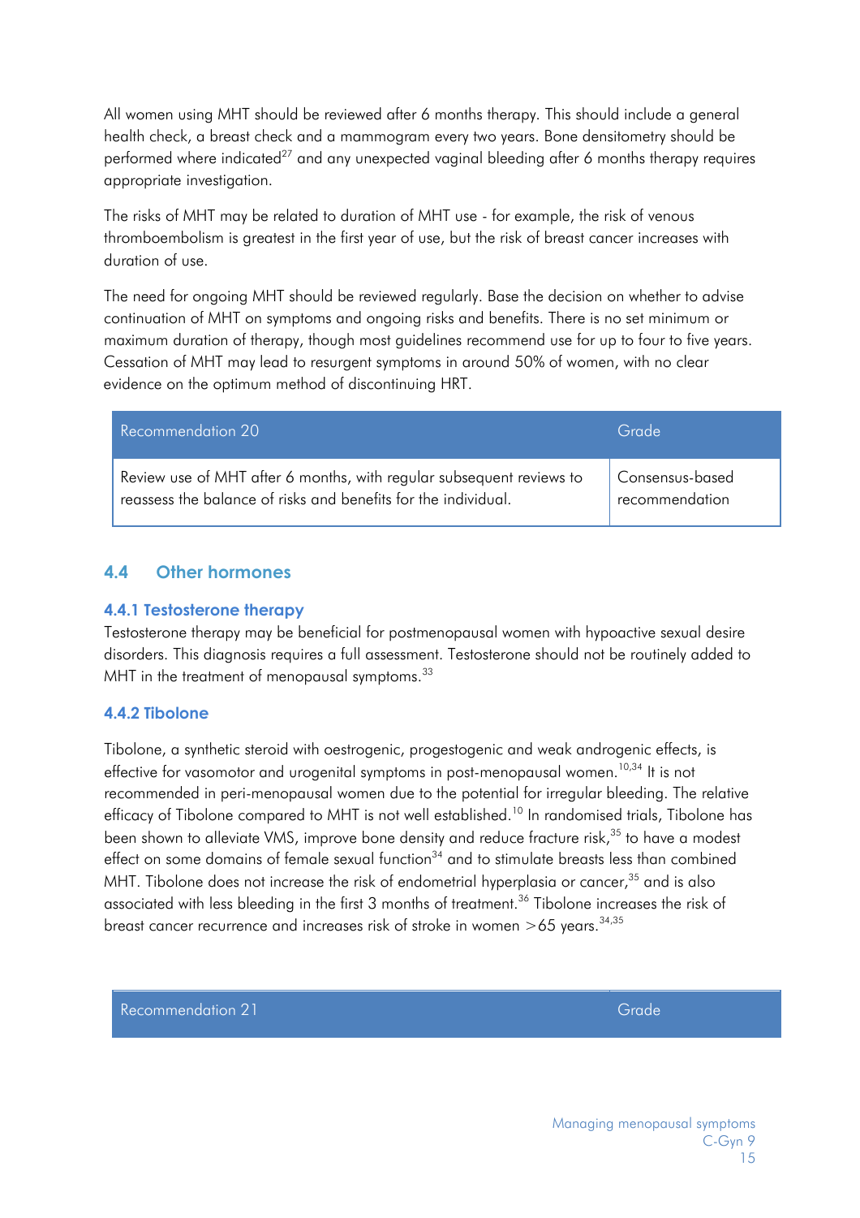All women using MHT should be reviewed after 6 months therapy. This should include a general health check, a breast check and a mammogram every two years. Bone densitometry should be performed where indicated[27] and any unexpected vaginal bleeding after 6 months therapy requires appropriate investigation.

The risks of MHT may be related to duration of MHT use - for example, the risk of venous thromboembolism is greatest in the first year of use, but the risk of breast cancer increases with duration of use.

The need for ongoing MHT should be reviewed regularly. Base the decision on whether to advise continuation of MHT on symptoms and ongoing risks and benefits. There is no set minimum or maximum duration of therapy, though most guidelines recommend use for up to four to five years. Cessation of MHT may lead to resurgent symptoms in around 50% of women, with no clear evidence on the optimum method of discontinuing HRT.

| Recommendation 20 | Grade |
|---|---|
| Review use of MHT after 6 months, with regular subsequent reviews to reassess the balance of risks and benefits for the individual. | Consensus-based recommendation |

## 4.4 Other hormones

### 4.4.1 Testosterone therapy

Testosterone therapy may be beneficial for postmenopausal women with hypoactive sexual desire disorders. This diagnosis requires a full assessment. Testosterone should not be routinely added to MHT in the treatment of menopausal symptoms.[33]

### 4.4.2 Tibolone

Tibolone, a synthetic steroid with oestrogenic, progestogenic and weak androgenic effects, is effective for vasomotor and urogenital symptoms in post-menopausal women.[10,34] It is not recommended in peri-menopausal women due to the potential for irregular bleeding. The relative efficacy of Tibolone compared to MHT is not well established.[10] In randomised trials, Tibolone has been shown to alleviate VMS, improve bone density and reduce fracture risk,[35] to have a modest effect on some domains of female sexual function[34] and to stimulate breasts less than combined MHT. Tibolone does not increase the risk of endometrial hyperplasia or cancer,[35] and is also associated with less bleeding in the first 3 months of treatment.[36] Tibolone increases the risk of breast cancer recurrence and increases risk of stroke in women >65 years.[34,35]

| Recommendation 21 | Grade |
|---|---|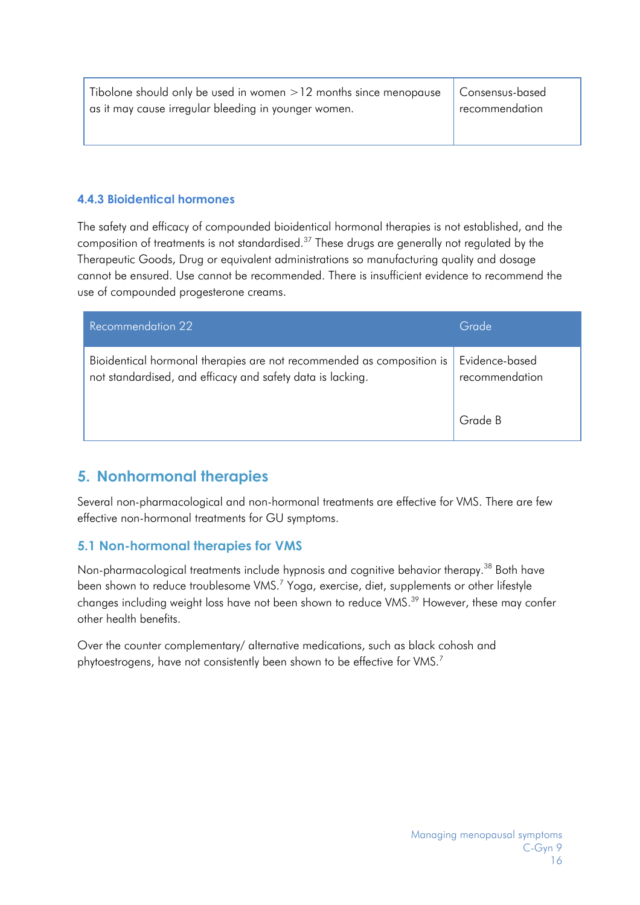| | |
|---|---|
| Tibolone should only be used in women >12 months since menopause as it may cause irregular bleeding in younger women. | Consensus-based recommendation |

### 4.4.3 Bioidentical hormones

The safety and efficacy of compounded bioidentical hormonal therapies is not established, and the composition of treatments is not standardised.[37] These drugs are generally not regulated by the Therapeutic Goods, Drug or equivalent administrations so manufacturing quality and dosage cannot be ensured. Use cannot be recommended. There is insufficient evidence to recommend the use of compounded progesterone creams.

| Recommendation 22 | Grade |
|---|---|
| Bioidentical hormonal therapies are not recommended as composition is not standardised, and efficacy and safety data is lacking. | Evidence-based recommendation<br><br>Grade B |

## 5. Nonhormonal therapies

Several non-pharmacological and non-hormonal treatments are effective for VMS. There are few effective non-hormonal treatments for GU symptoms.

### 5.1 Non-hormonal therapies for VMS

Non-pharmacological treatments include hypnosis and cognitive behavior therapy.[38] Both have been shown to reduce troublesome VMS.[7] Yoga, exercise, diet, supplements or other lifestyle changes including weight loss have not been shown to reduce VMS.[39] However, these may confer other health benefits.

Over the counter complementary/ alternative medications, such as black cohosh and phytoestrogens, have not consistently been shown to be effective for VMS.[7]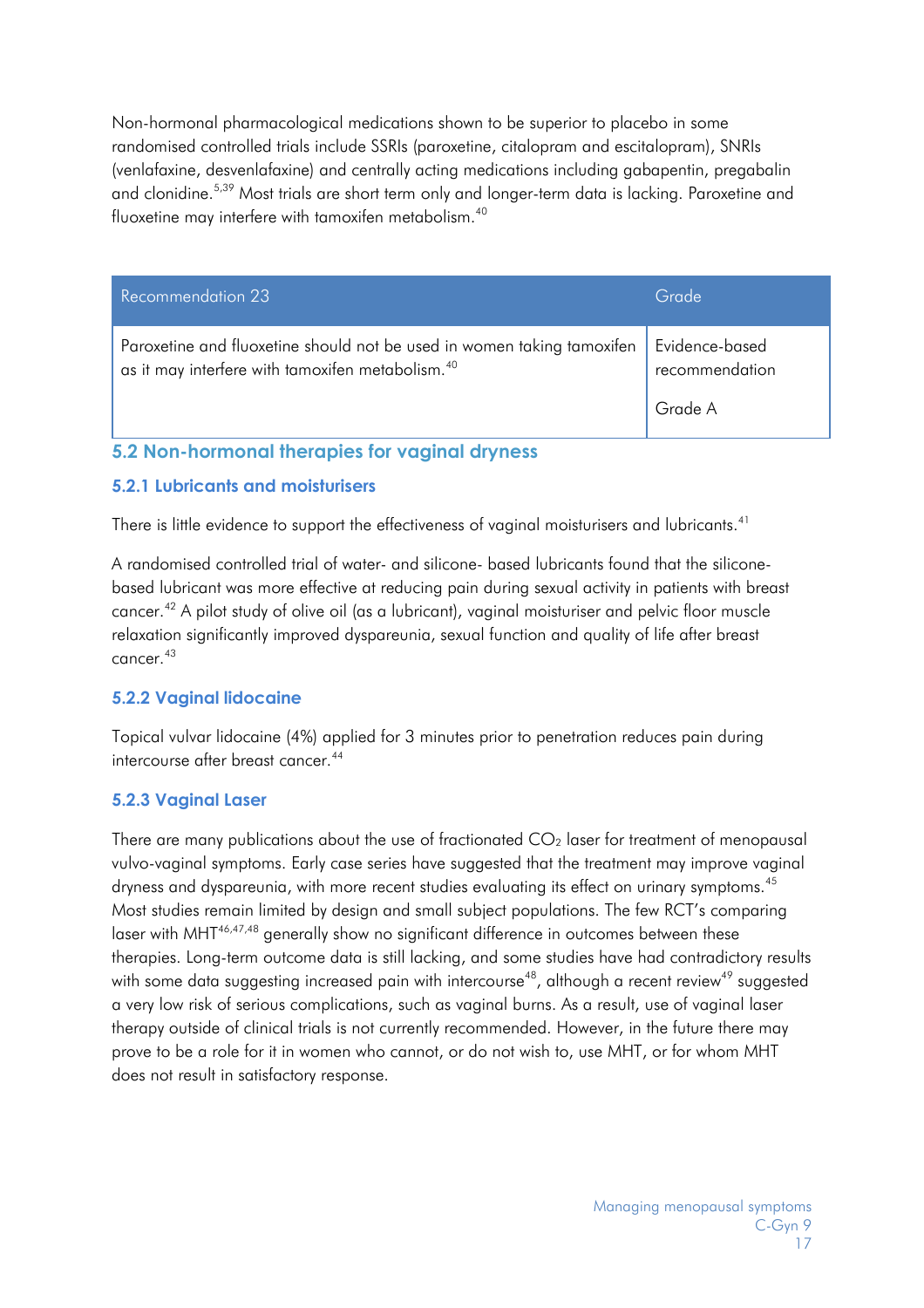Non-hormonal pharmacological medications shown to be superior to placebo in some randomised controlled trials include SSRIs (paroxetine, citalopram and escitalopram), SNRIs (venlafaxine, desvenlafaxine) and centrally acting medications including gabapentin, pregabalin and clonidine.[5,39] Most trials are short term only and longer-term data is lacking. Paroxetine and fluoxetine may interfere with tamoxifen metabolism.[40]

| Recommendation 23 | Grade |
| --- | --- |
| Paroxetine and fluoxetine should not be used in women taking tamoxifen as it may interfere with tamoxifen metabolism.[40] | Evidence-based recommendation<br><br>Grade A |

## 5.2 Non-hormonal therapies for vaginal dryness

### 5.2.1 Lubricants and moisturisers

There is little evidence to support the effectiveness of vaginal moisturisers and lubricants.[41]

A randomised controlled trial of water- and silicone- based lubricants found that the silicone-based lubricant was more effective at reducing pain during sexual activity in patients with breast cancer.[42] A pilot study of olive oil (as a lubricant), vaginal moisturiser and pelvic floor muscle relaxation significantly improved dyspareunia, sexual function and quality of life after breast cancer.[43]

### 5.2.2 Vaginal lidocaine

Topical vulvar lidocaine (4%) applied for 3 minutes prior to penetration reduces pain during intercourse after breast cancer.[44]

### 5.2.3 Vaginal Laser

There are many publications about the use of fractionated $CO_2$ laser for treatment of menopausal vulvo-vaginal symptoms. Early case series have suggested that the treatment may improve vaginal dryness and dyspareunia, with more recent studies evaluating its effect on urinary symptoms.[45] Most studies remain limited by design and small subject populations. The few RCT's comparing laser with MHT[46,47,48] generally show no significant difference in outcomes between these therapies. Long-term outcome data is still lacking, and some studies have had contradictory results with some data suggesting increased pain with intercourse[48], although a recent review[49] suggested a very low risk of serious complications, such as vaginal burns. As a result, use of vaginal laser therapy outside of clinical trials is not currently recommended. However, in the future there may prove to be a role for it in women who cannot, or do not wish to, use MHT, or for whom MHT does not result in satisfactory response.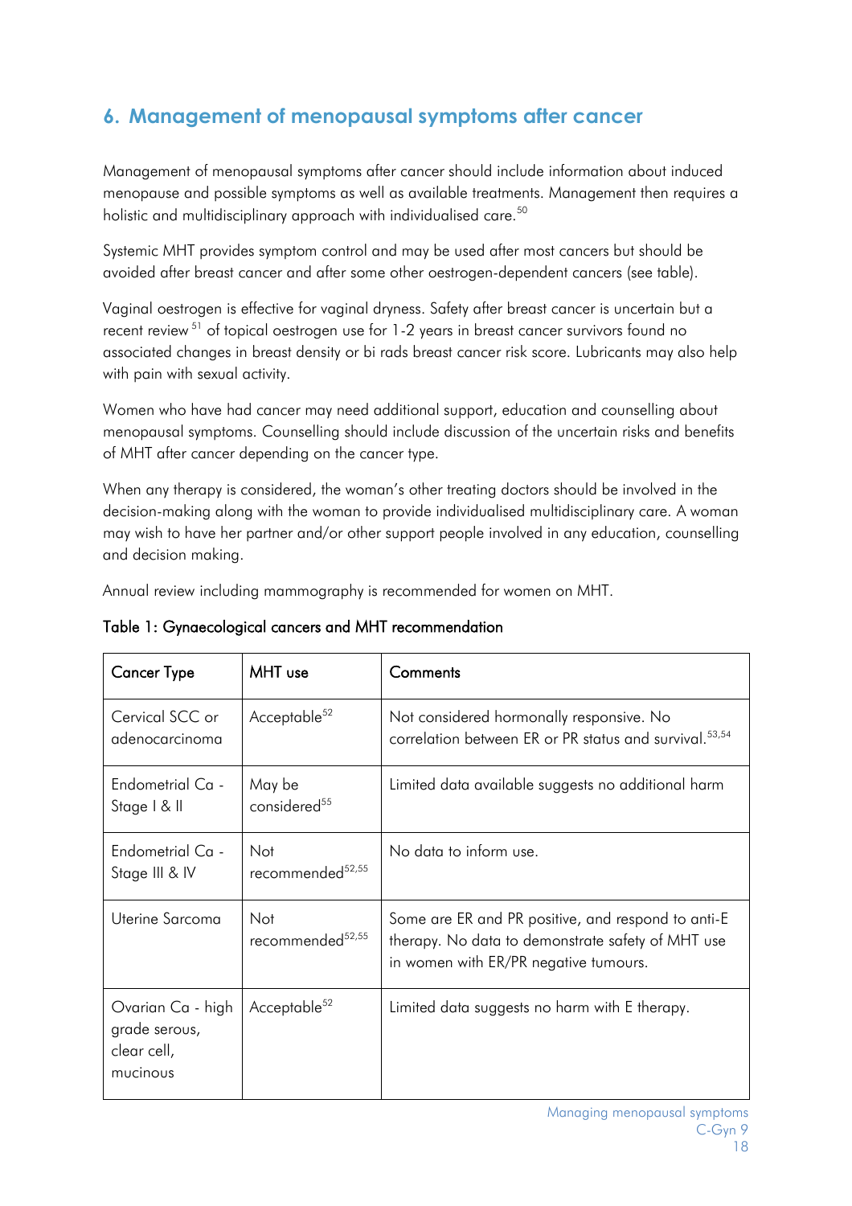## 6. Management of menopausal symptoms after cancer

Management of menopausal symptoms after cancer should include information about induced menopause and possible symptoms as well as available treatments. Management then requires a holistic and multidisciplinary approach with individualised care.[50]

Systemic MHT provides symptom control and may be used after most cancers but should be avoided after breast cancer and after some other oestrogen-dependent cancers (see table).

Vaginal oestrogen is effective for vaginal dryness. Safety after breast cancer is uncertain but a recent review[51] of topical oestrogen use for 1-2 years in breast cancer survivors found no associated changes in breast density or bi rads breast cancer risk score. Lubricants may also help with pain with sexual activity.

Women who have had cancer may need additional support, education and counselling about menopausal symptoms. Counselling should include discussion of the uncertain risks and benefits of MHT after cancer depending on the cancer type.

When any therapy is considered, the woman's other treating doctors should be involved in the decision-making along with the woman to provide individualised multidisciplinary care. A woman may wish to have her partner and/or other support people involved in any education, counselling and decision making.

Annual review including mammography is recommended for women on MHT.

Table 1: Gynaecological cancers and MHT recommendation

| Cancer Type | MHT use | Comments |
|---|---|---|
| Cervical SCC or adenocarcinoma | Acceptable[52] | Not considered hormonally responsive. No correlation between ER or PR status and survival.[53,54] |
| Endometrial Ca - Stage I & II | May be considered[55] | Limited data available suggests no additional harm |
| Endometrial Ca - Stage III & IV | Not recommended[52,55] | No data to inform use. |
| Uterine Sarcoma | Not recommended[52,55] | Some are ER and PR positive, and respond to anti-E therapy. No data to demonstrate safety of MHT use in women with ER/PR negative tumours. |
| Ovarian Ca - high grade serous, clear cell, mucinous | Acceptable[52] | Limited data suggests no harm with E therapy. |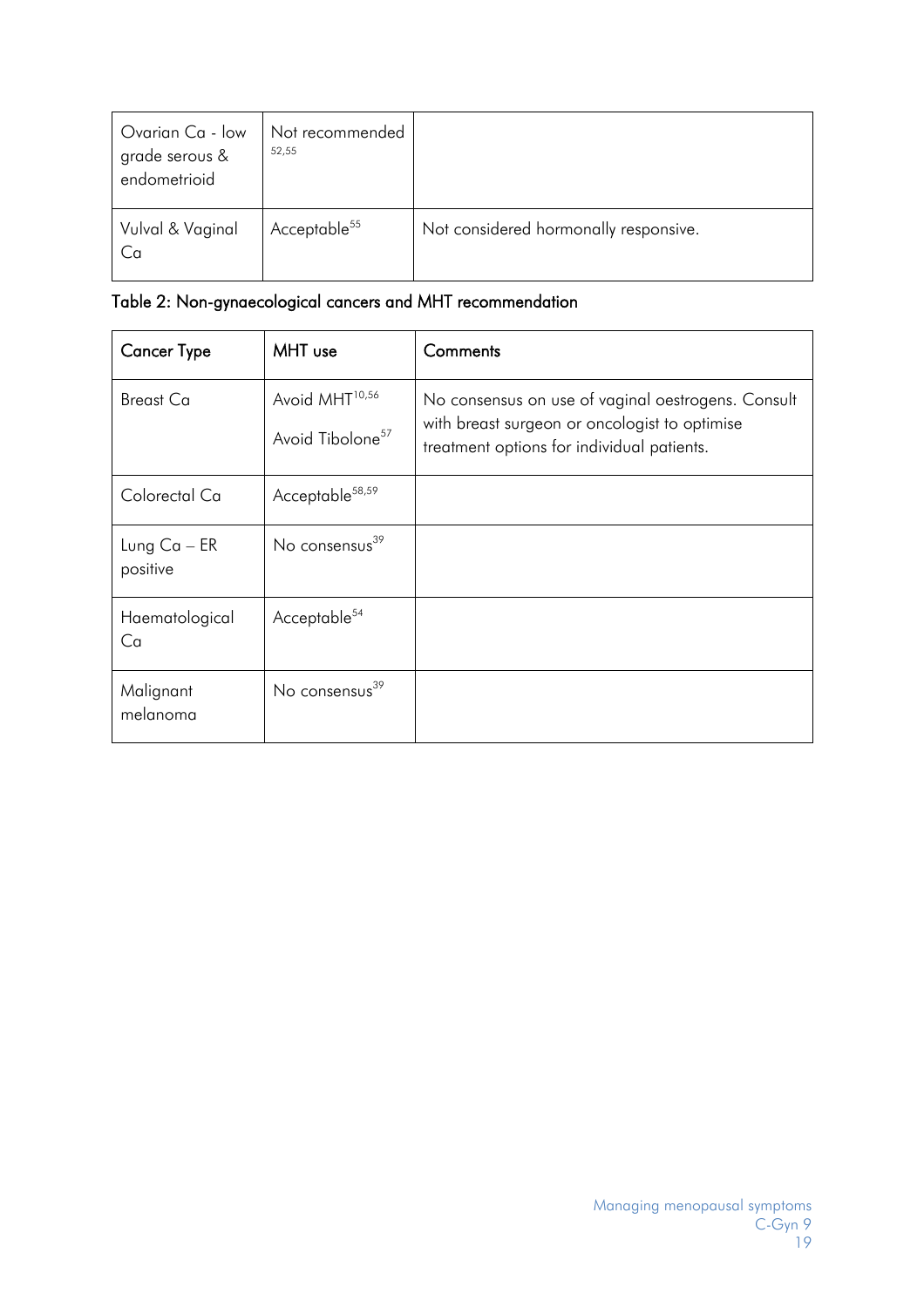| Ovarian Ca - low grade serous & endometrioid | Not recommended [52,55] | |
|---|---|---|
| Vulval & Vaginal Ca | Acceptable[55] | Not considered hormonally responsive. |

Table 2: Non-gynaecological cancers and MHT recommendation

| Cancer Type | MHT use | Comments |
|---|---|---|
| Breast Ca | Avoid MHT[10,56] <br> Avoid Tibolone[57] | No consensus on use of vaginal oestrogens. Consult with breast surgeon or oncologist to optimise treatment options for individual patients. |
| Colorectal Ca | Acceptable[58,59] | |
| Lung Ca – ER positive | No consensus[39] | |
| Haematological Ca | Acceptable[54] | |
| Malignant melanoma | No consensus[39] | |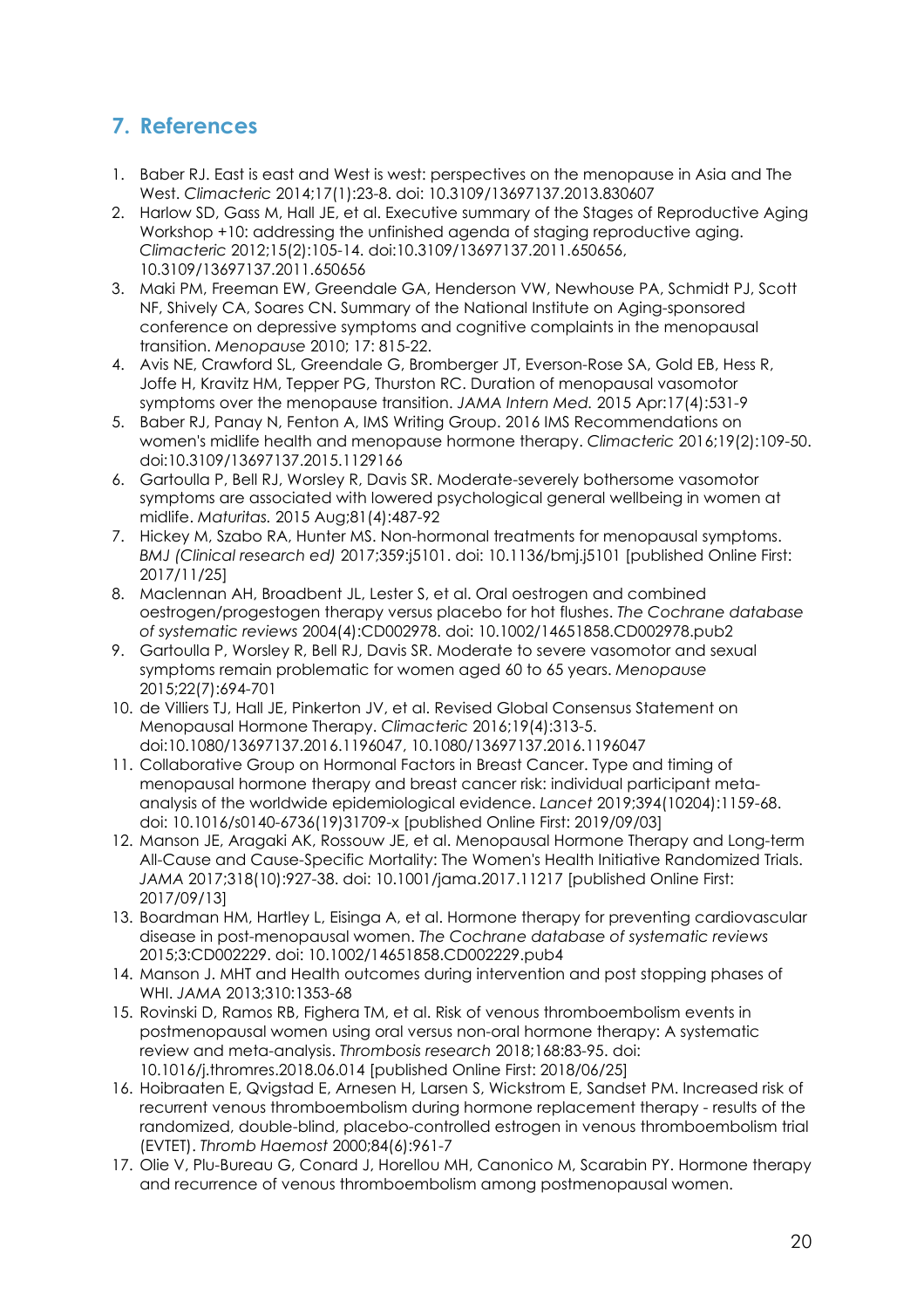## 7. References

1. Baber RJ. East is east and West is west: perspectives on the menopause in Asia and The West. *Climacteric* 2014;17(1):23-8. doi: 10.3109/13697137.2013.830607
2. Harlow SD, Gass M, Hall JE, et al. Executive summary of the Stages of Reproductive Aging Workshop +10: addressing the unfinished agenda of staging reproductive aging. *Climacteric* 2012;15(2):105-14. doi:10.3109/13697137.2011.650656, 10.3109/13697137.2011.650656
3. Maki PM, Freeman EW, Greendale GA, Henderson VW, Newhouse PA, Schmidt PJ, Scott NF, Shively CA, Soares CN. Summary of the National Institute on Aging-sponsored conference on depressive symptoms and cognitive complaints in the menopausal transition. *Menopause* 2010; 17: 815-22.
4. Avis NE, Crawford SL, Greendale G, Bromberger JT, Everson-Rose SA, Gold EB, Hess R, Joffe H, Kravitz HM, Tepper PG, Thurston RC. Duration of menopausal vasomotor symptoms over the menopause transition. *JAMA Intern Med.* 2015 Apr:17(4):531-9
5. Baber RJ, Panay N, Fenton A, IMS Writing Group. 2016 IMS Recommendations on women's midlife health and menopause hormone therapy. *Climacteric* 2016;19(2):109-50. doi:10.3109/13697137.2015.1129166
6. Gartoulla P, Bell RJ, Worsley R, Davis SR. Moderate-severely bothersome vasomotor symptoms are associated with lowered psychological general wellbeing in women at midlife. *Maturitas.* 2015 Aug;81(4):487-92
7. Hickey M, Szabo RA, Hunter MS. Non-hormonal treatments for menopausal symptoms. *BMJ (Clinical research ed)* 2017;359:j5101. doi: 10.1136/bmj.j5101 [published Online First: 2017/11/25]
8. Maclennan AH, Broadbent JL, Lester S, et al. Oral oestrogen and combined oestrogen/progestogen therapy versus placebo for hot flushes. *The Cochrane database of systematic reviews* 2004(4):CD002978. doi: 10.1002/14651858.CD002978.pub2
9. Gartoulla P, Worsley R, Bell RJ, Davis SR. Moderate to severe vasomotor and sexual symptoms remain problematic for women aged 60 to 65 years. *Menopause* 2015;22(7):694-701
10. de Villiers TJ, Hall JE, Pinkerton JV, et al. Revised Global Consensus Statement on Menopausal Hormone Therapy. *Climacteric* 2016;19(4):313-5. doi:10.1080/13697137.2016.1196047, 10.1080/13697137.2016.1196047
11. Collaborative Group on Hormonal Factors in Breast Cancer. Type and timing of menopausal hormone therapy and breast cancer risk: individual participant meta-analysis of the worldwide epidemiological evidence. *Lancet* 2019;394(10204):1159-68. doi: 10.1016/s0140-6736(19)31709-x [published Online First: 2019/09/03]
12. Manson JE, Aragaki AK, Rossouw JE, et al. Menopausal Hormone Therapy and Long-term All-Cause and Cause-Specific Mortality: The Women's Health Initiative Randomized Trials. *JAMA* 2017;318(10):927-38. doi: 10.1001/jama.2017.11217 [published Online First: 2017/09/13]
13. Boardman HM, Hartley L, Eisinga A, et al. Hormone therapy for preventing cardiovascular disease in post-menopausal women. *The Cochrane database of systematic reviews* 2015;3:CD002229. doi: 10.1002/14651858.CD002229.pub4
14. Manson J. MHT and Health outcomes during intervention and post stopping phases of WHI. *JAMA* 2013;310:1353-68
15. Rovinski D, Ramos RB, Fighera TM, et al. Risk of venous thromboembolism events in postmenopausal women using oral versus non-oral hormone therapy: A systematic review and meta-analysis. *Thrombosis research* 2018;168:83-95. doi: 10.1016/j.thromres.2018.06.014 [published Online First: 2018/06/25]
16. Hoibraaten E, Qvigstad E, Arnesen H, Larsen S, Wickstrom E, Sandset PM. Increased risk of recurrent venous thromboembolism during hormone replacement therapy - results of the randomized, double-blind, placebo-controlled estrogen in venous thromboembolism trial (EVTET). *Thromb Haemost* 2000;84(6):961-7
17. Olie V, Plu-Bureau G, Conard J, Horellou MH, Canonico M, Scarabin PY. Hormone therapy and recurrence of venous thromboembolism among postmenopausal women.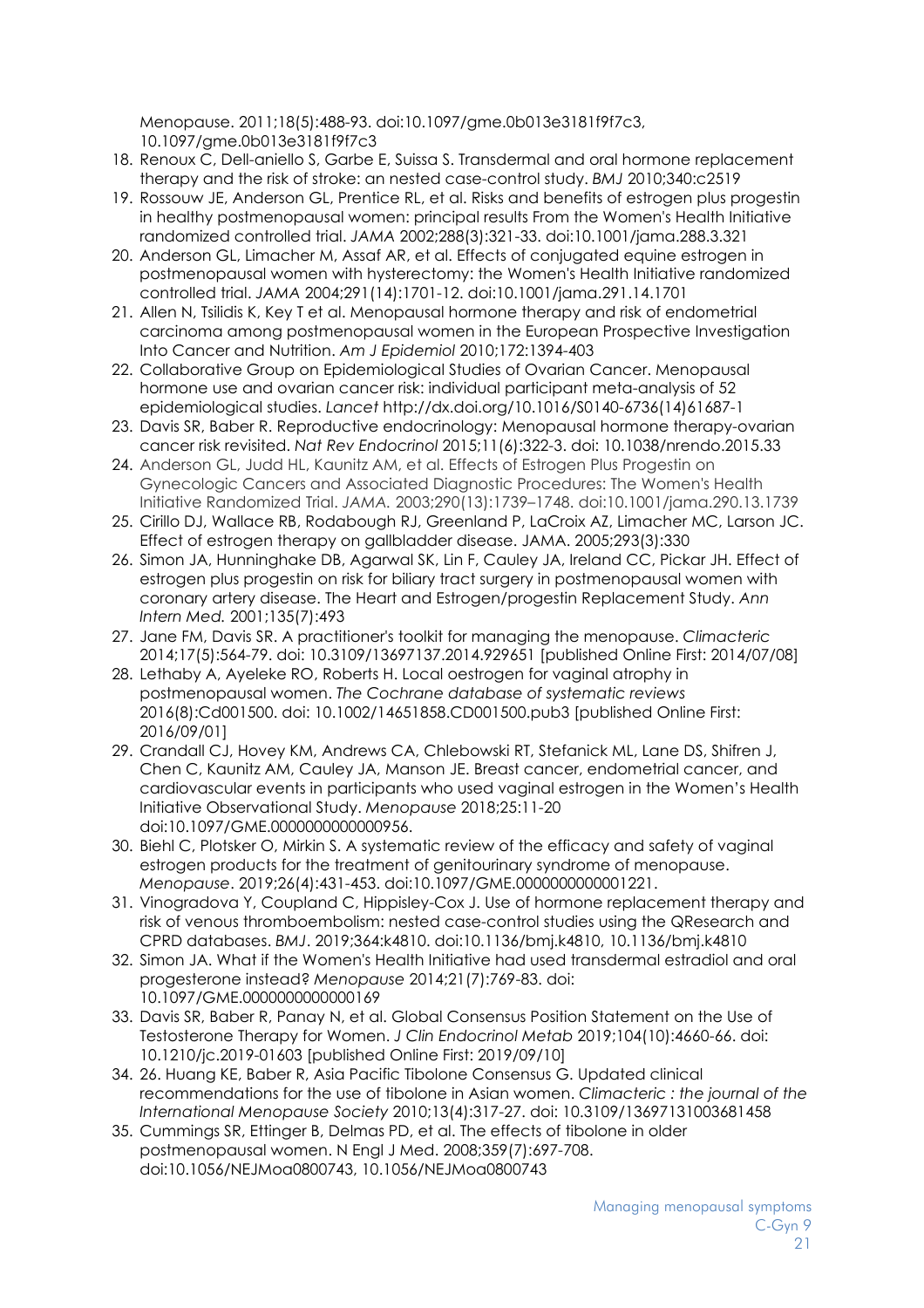Menopause. 2011;18(5):488-93. doi:10.1097/gme.0b013e3181f9f7c3, 10.1097/gme.0b013e3181f9f7c3

18. Renoux C, Dell-aniello S, Garbe E, Suissa S. Transdermal and oral hormone replacement therapy and the risk of stroke: an nested case-control study. *BMJ* 2010;340:c2519
19. Rossouw JE, Anderson GL, Prentice RL, et al. Risks and benefits of estrogen plus progestin in healthy postmenopausal women: principal results From the Women's Health Initiative randomized controlled trial. *JAMA* 2002;288(3):321-33. doi:10.1001/jama.288.3.321
20. Anderson GL, Limacher M, Assaf AR, et al. Effects of conjugated equine estrogen in postmenopausal women with hysterectomy: the Women's Health Initiative randomized controlled trial. *JAMA* 2004;291(14):1701-12. doi:10.1001/jama.291.14.1701
21. Allen N, Tsilidis K, Key T et al. Menopausal hormone therapy and risk of endometrial carcinoma among postmenopausal women in the European Prospective Investigation Into Cancer and Nutrition. *Am J Epidemiol* 2010;172:1394-403
22. Collaborative Group on Epidemiological Studies of Ovarian Cancer. Menopausal hormone use and ovarian cancer risk: individual participant meta-analysis of 52 epidemiological studies. *Lancet* http://dx.doi.org/10.1016/S0140-6736(14)61687-1
23. Davis SR, Baber R. Reproductive endocrinology: Menopausal hormone therapy-ovarian cancer risk revisited. *Nat Rev Endocrinol* 2015;11(6):322-3. doi: 10.1038/nrendo.2015.33
24. Anderson GL, Judd HL, Kaunitz AM, et al. Effects of Estrogen Plus Progestin on Gynecologic Cancers and Associated Diagnostic Procedures: The Women's Health Initiative Randomized Trial. *JAMA.* 2003;290(13):1739–1748. doi:10.1001/jama.290.13.1739
25. Cirillo DJ, Wallace RB, Rodabough RJ, Greenland P, LaCroix AZ, Limacher MC, Larson JC. Effect of estrogen therapy on gallbladder disease. JAMA. 2005;293(3):330
26. Simon JA, Hunninghake DB, Agarwal SK, Lin F, Cauley JA, Ireland CC, Pickar JH. Effect of estrogen plus progestin on risk for biliary tract surgery in postmenopausal women with coronary artery disease. The Heart and Estrogen/progestin Replacement Study. *Ann Intern Med.* 2001;135(7):493
27. Jane FM, Davis SR. A practitioner's toolkit for managing the menopause. *Climacteric* 2014;17(5):564-79. doi: 10.3109/13697137.2014.929651 [published Online First: 2014/07/08]
28. Lethaby A, Ayeleke RO, Roberts H. Local oestrogen for vaginal atrophy in postmenopausal women. *The Cochrane database of systematic reviews* 2016(8):Cd001500. doi: 10.1002/14651858.CD001500.pub3 [published Online First: 2016/09/01]
29. Crandall CJ, Hovey KM, Andrews CA, Chlebowski RT, Stefanick ML, Lane DS, Shifren J, Chen C, Kaunitz AM, Cauley JA, Manson JE. Breast cancer, endometrial cancer, and cardiovascular events in participants who used vaginal estrogen in the Women's Health Initiative Observational Study. *Menopause* 2018;25:11-20 doi:10.1097/GME.0000000000000956.
30. Biehl C, Plotsker O, Mirkin S. A systematic review of the efficacy and safety of vaginal estrogen products for the treatment of genitourinary syndrome of menopause. *Menopause*. 2019;26(4):431-453. doi:10.1097/GME.0000000000001221.
31. Vinogradova Y, Coupland C, Hippisley-Cox J. Use of hormone replacement therapy and risk of venous thromboembolism: nested case-control studies using the QResearch and CPRD databases. *BMJ*. 2019;364:k4810. doi:10.1136/bmj.k4810, 10.1136/bmj.k4810
32. Simon JA. What if the Women's Health Initiative had used transdermal estradiol and oral progesterone instead? *Menopause* 2014;21(7):769-83. doi: 10.1097/GME.0000000000000169
33. Davis SR, Baber R, Panay N, et al. Global Consensus Position Statement on the Use of Testosterone Therapy for Women. *J Clin Endocrinol Metab* 2019;104(10):4660-66. doi: 10.1210/jc.2019-01603 [published Online First: 2019/09/10]
34. 26. Huang KE, Baber R, Asia Pacific Tibolone Consensus G. Updated clinical recommendations for the use of tibolone in Asian women. *Climacteric : the journal of the International Menopause Society* 2010;13(4):317-27. doi: 10.3109/13697131003681458
35. Cummings SR, Ettinger B, Delmas PD, et al. The effects of tibolone in older postmenopausal women. N Engl J Med. 2008;359(7):697-708. doi:10.1056/NEJMoa0800743, 10.1056/NEJMoa0800743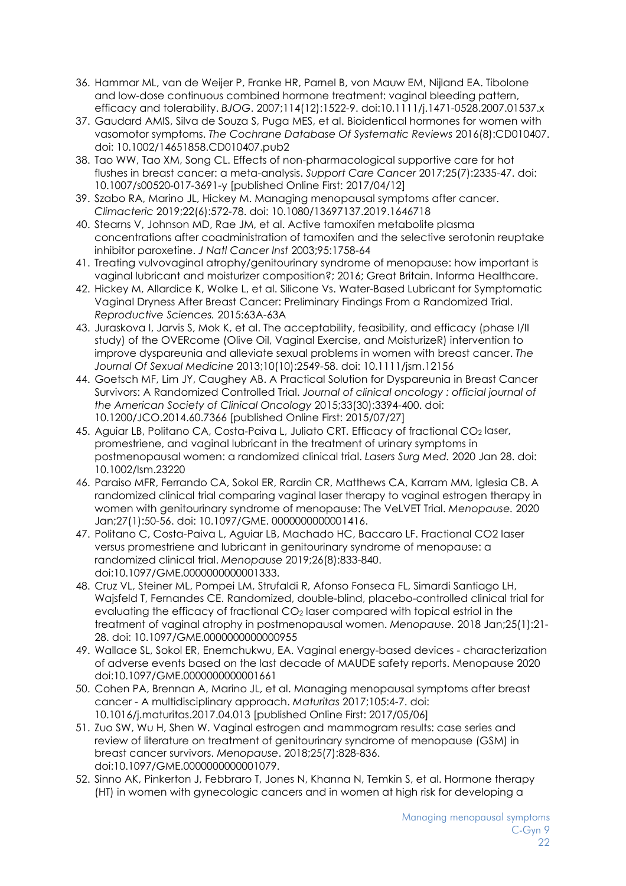36. Hammar ML, van de Weijer P, Franke HR, Parnel B, von Mauw EM, Nijland EA. Tibolone and low-dose continuous combined hormone treatment: vaginal bleeding pattern, efficacy and tolerability. *BJOG*. 2007;114(12):1522-9. doi:10.1111/j.1471-0528.2007.01537.x
37. Gaudard AMIS, Silva de Souza S, Puga MES, et al. Bioidentical hormones for women with vasomotor symptoms. *The Cochrane Database Of Systematic Reviews* 2016(8):CD010407. doi: 10.1002/14651858.CD010407.pub2
38. Tao WW, Tao XM, Song CL. Effects of non-pharmacological supportive care for hot flushes in breast cancer: a meta-analysis. *Support Care Cancer* 2017;25(7):2335-47. doi: 10.1007/s00520-017-3691-y [published Online First: 2017/04/12]
39. Szabo RA, Marino JL, Hickey M. Managing menopausal symptoms after cancer. *Climacteric* 2019;22(6):572-78. doi: 10.1080/13697137.2019.1646718
40. Stearns V, Johnson MD, Rae JM, et al. Active tamoxifen metabolite plasma concentrations after coadministration of tamoxifen and the selective serotonin reuptake inhibitor paroxetine. *J Natl Cancer Inst* 2003;95:1758-64
41. Treating vulvovaginal atrophy/genitourinary syndrome of menopause: how important is vaginal lubricant and moisturizer composition?; 2016; Great Britain. Informa Healthcare.
42. Hickey M, Allardice K, Wolke L, et al. Silicone Vs. Water-Based Lubricant for Symptomatic Vaginal Dryness After Breast Cancer: Preliminary Findings From a Randomized Trial. *Reproductive Sciences.* 2015:63A-63A
43. Juraskova I, Jarvis S, Mok K, et al. The acceptability, feasibility, and efficacy (phase I/II study) of the OVERcome (Olive Oil, Vaginal Exercise, and MoisturizeR) intervention to improve dyspareunia and alleviate sexual problems in women with breast cancer. *The Journal Of Sexual Medicine* 2013;10(10):2549-58. doi: 10.1111/jsm.12156
44. Goetsch MF, Lim JY, Caughey AB. A Practical Solution for Dyspareunia in Breast Cancer Survivors: A Randomized Controlled Trial. *Journal of clinical oncology : official journal of the American Society of Clinical Oncology* 2015;33(30):3394-400. doi: 10.1200/JCO.2014.60.7366 [published Online First: 2015/07/27]
45. Aguiar LB, Politano CA, Costa-Paiva L, Juliato CRT. Efficacy of fractional $CO_2$ laser, promestriene, and vaginal lubricant in the treatment of urinary symptoms in postmenopausal women: a randomized clinical trial. *Lasers Surg Med.* 2020 Jan 28. doi: 10.1002/lsm.23220
46. Paraiso MFR, Ferrando CA, Sokol ER, Rardin CR, Matthews CA, Karram MM, Iglesia CB. A randomized clinical trial comparing vaginal laser therapy to vaginal estrogen therapy in women with genitourinary syndrome of menopause: The VeLVET Trial. *Menopause.* 2020 Jan;27(1):50-56. doi: 10.1097/GME. 0000000000001416.
47. Politano C, Costa-Paiva L, Aguiar LB, Machado HC, Baccaro LF. Fractional CO2 laser versus promestriene and lubricant in genitourinary syndrome of menopause: a randomized clinical trial. *Menopause* 2019;26(8):833-840. doi:10.1097/GME.0000000000001333.
48. Cruz VL, Steiner ML, Pompei LM, Strufaldi R, Afonso Fonseca FL, Simardi Santiago LH, Wajsfeld T, Fernandes CE. Randomized, double-blind, placebo-controlled clinical trial for evaluating the efficacy of fractional $CO_2$ laser compared with topical estriol in the treatment of vaginal atrophy in postmenopausal women. *Menopause.* 2018 Jan;25(1):21-28. doi: 10.1097/GME.0000000000000955
49. Wallace SL, Sokol ER, Enemchukwu, EA. Vaginal energy-based devices - characterization of adverse events based on the last decade of MAUDE safety reports. Menopause 2020 doi:10.1097/GME.0000000000001661
50. Cohen PA, Brennan A, Marino JL, et al. Managing menopausal symptoms after breast cancer - A multidisciplinary approach. *Maturitas* 2017;105:4-7. doi: 10.1016/j.maturitas.2017.04.013 [published Online First: 2017/05/06]
51. Zuo SW, Wu H, Shen W. Vaginal estrogen and mammogram results: case series and review of literature on treatment of genitourinary syndrome of menopause (GSM) in breast cancer survivors. *Menopause*. 2018;25(7):828-836. doi:10.1097/GME.0000000000001079.
52. Sinno AK, Pinkerton J, Febbraro T, Jones N, Khanna N, Temkin S, et al. Hormone therapy (HT) in women with gynecologic cancers and in women at high risk for developing a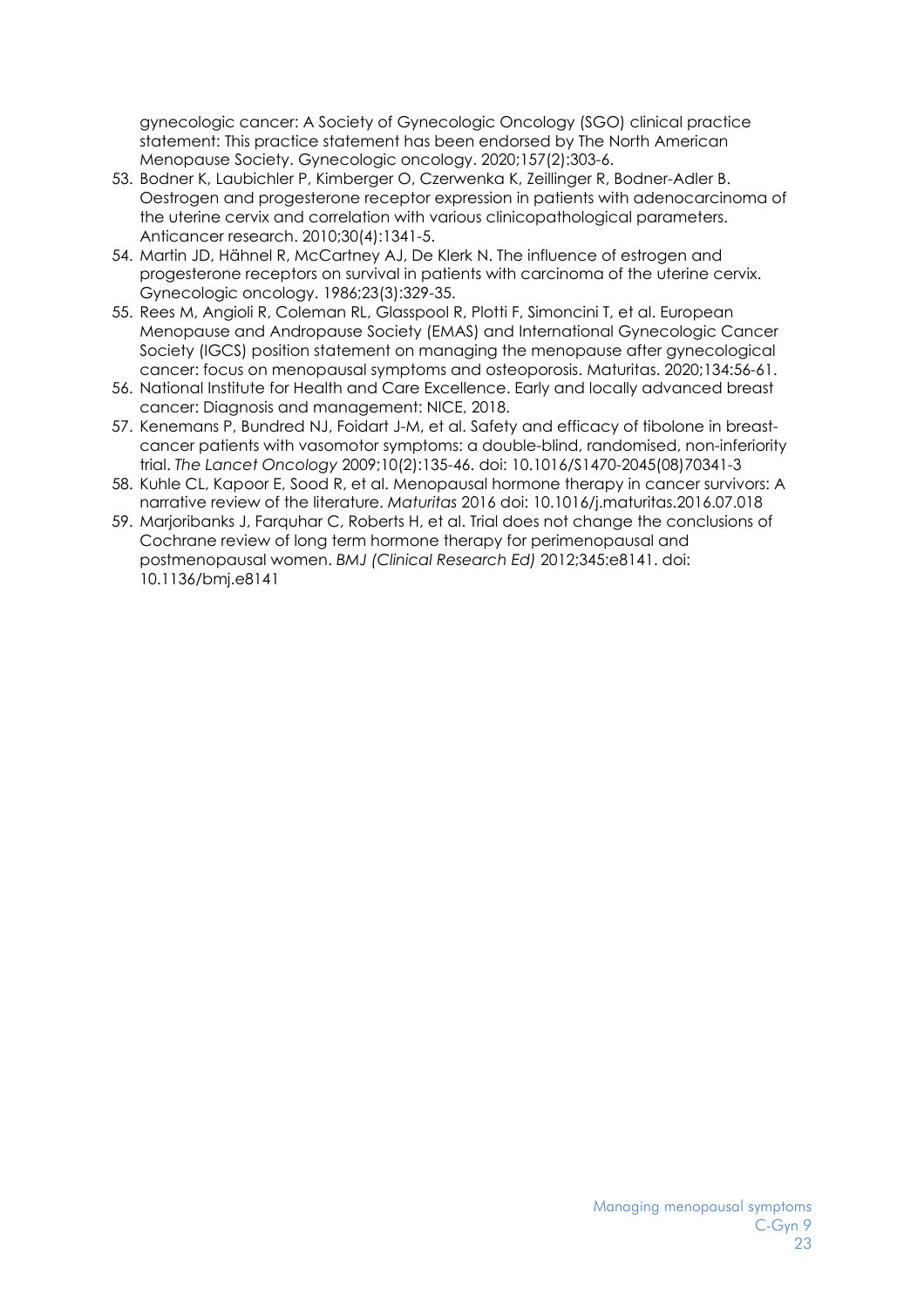gynecologic cancer: A Society of Gynecologic Oncology (SGO) clinical practice statement: This practice statement has been endorsed by The North American Menopause Society. Gynecologic oncology. 2020;157(2):303-6.

53. Bodner K, Laubichler P, Kimberger O, Czerwenka K, Zeillinger R, Bodner-Adler B. Oestrogen and progesterone receptor expression in patients with adenocarcinoma of the uterine cervix and correlation with various clinicopathological parameters. Anticancer research. 2010;30(4):1341-5.
54. Martin JD, Hähnel R, McCartney AJ, De Klerk N. The influence of estrogen and progesterone receptors on survival in patients with carcinoma of the uterine cervix. Gynecologic oncology. 1986;23(3):329-35.
55. Rees M, Angioli R, Coleman RL, Glasspool R, Plotti F, Simoncini T, et al. European Menopause and Andropause Society (EMAS) and International Gynecologic Cancer Society (IGCS) position statement on managing the menopause after gynecological cancer: focus on menopausal symptoms and osteoporosis. Maturitas. 2020;134:56-61.
56. National Institute for Health and Care Excellence. Early and locally advanced breast cancer: Diagnosis and management: NICE, 2018.
57. Kenemans P, Bundred NJ, Foidart J-M, et al. Safety and efficacy of tibolone in breast-cancer patients with vasomotor symptoms: a double-blind, randomised, non-inferiority trial. *The Lancet Oncology* 2009;10(2):135-46. doi: 10.1016/S1470-2045(08)70341-3
58. Kuhle CL, Kapoor E, Sood R, et al. Menopausal hormone therapy in cancer survivors: A narrative review of the literature. *Maturitas* 2016 doi: 10.1016/j.maturitas.2016.07.018
59. Marjoribanks J, Farquhar C, Roberts H, et al. Trial does not change the conclusions of Cochrane review of long term hormone therapy for perimenopausal and postmenopausal women. *BMJ (Clinical Research Ed)* 2012;345:e8141. doi: 10.1136/bmj.e8141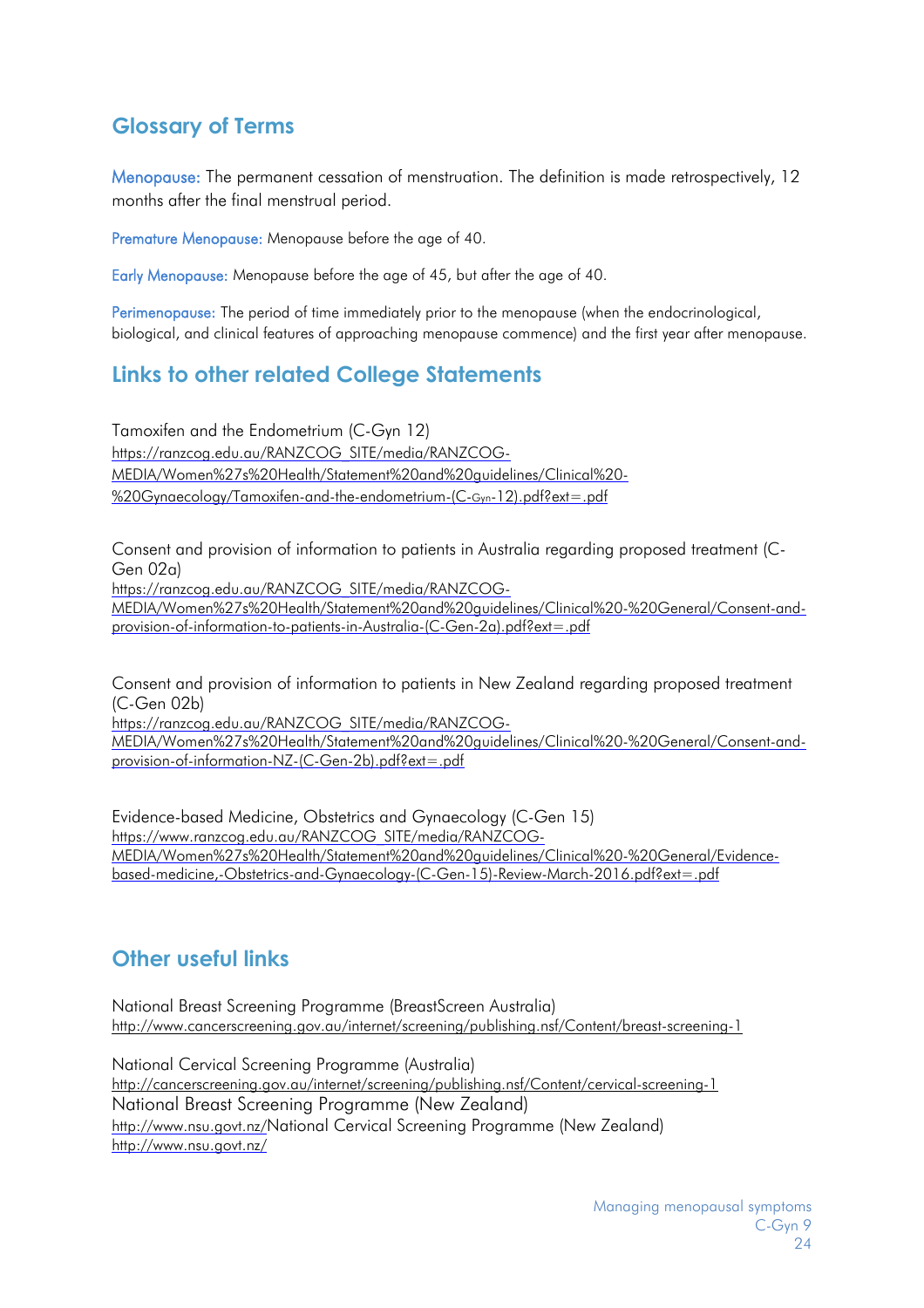## Glossary of Terms

Menopause: The permanent cessation of menstruation. The definition is made retrospectively, 12 months after the final menstrual period.

Premature Menopause: Menopause before the age of 40.

Early Menopause: Menopause before the age of 45, but after the age of 40.

Perimenopause: The period of time immediately prior to the menopause (when the endocrinological, biological, and clinical features of approaching menopause commence) and the first year after menopause.

## Links to other related College Statements

Tamoxifen and the Endometrium (C-Gyn 12)
https://ranzcog.edu.au/RANZCOG_SITE/media/RANZCOG-MEDIA/Women%27s%20Health/Statement%20and%20guidelines/Clinical%20-%20Gynaecology/Tamoxifen-and-the-endometrium-(C-Gyn-12).pdf?ext=.pdf

Consent and provision of information to patients in Australia regarding proposed treatment (C-Gen 02a)
https://ranzcog.edu.au/RANZCOG_SITE/media/RANZCOG-MEDIA/Women%27s%20Health/Statement%20and%20guidelines/Clinical%20-%20General/Consent-and-provision-of-information-to-patients-in-Australia-(C-Gen-2a).pdf?ext=.pdf

Consent and provision of information to patients in New Zealand regarding proposed treatment (C-Gen 02b)
https://ranzcog.edu.au/RANZCOG_SITE/media/RANZCOG-MEDIA/Women%27s%20Health/Statement%20and%20guidelines/Clinical%20-%20General/Consent-and-provision-of-information-NZ-(C-Gen-2b).pdf?ext=.pdf

Evidence-based Medicine, Obstetrics and Gynaecology (C-Gen 15)
https://www.ranzcog.edu.au/RANZCOG_SITE/media/RANZCOG-MEDIA/Women%27s%20Health/Statement%20and%20guidelines/Clinical%20-%20General/Evidence-based-medicine,-Obstetrics-and-Gynaecology-(C-Gen-15)-Review-March-2016.pdf?ext=.pdf

## Other useful links

National Breast Screening Programme (BreastScreen Australia)
http://www.cancerscreening.gov.au/internet/screening/publishing.nsf/Content/breast-screening-1

National Cervical Screening Programme (Australia)
http://cancerscreening.gov.au/internet/screening/publishing.nsf/Content/cervical-screening-1

National Breast Screening Programme (New Zealand)
http://www.nsu.govt.nz/

National Cervical Screening Programme (New Zealand)
http://www.nsu.govt.nz/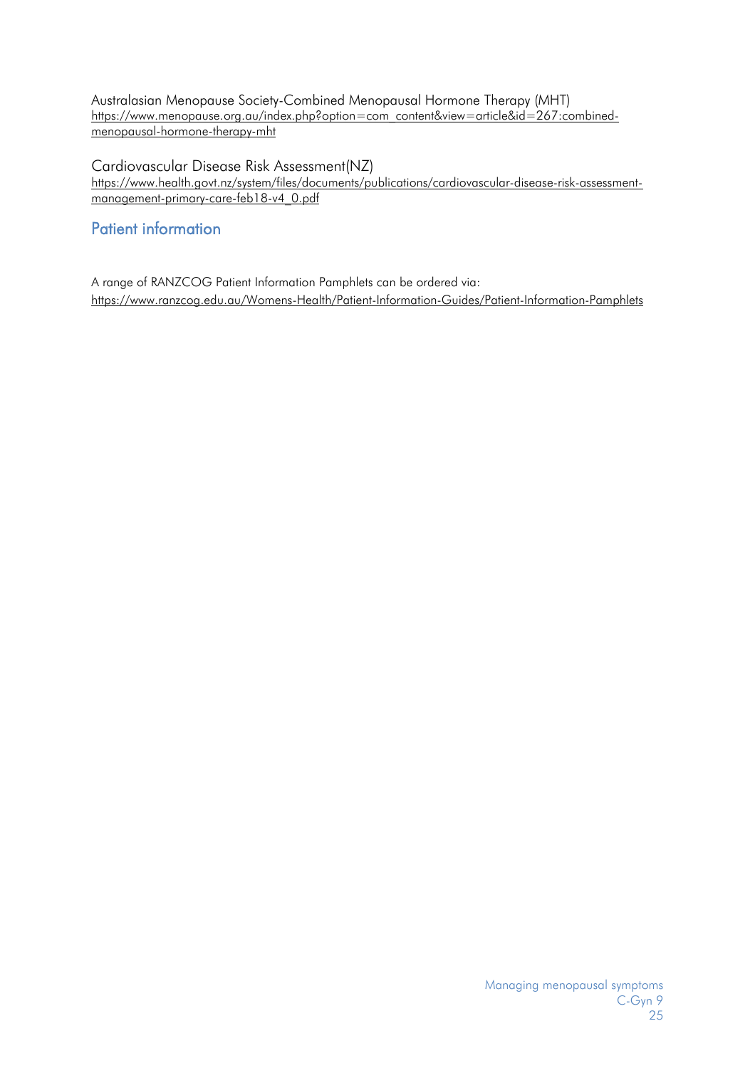Australasian Menopause Society-Combined Menopausal Hormone Therapy (MHT)
https://www.menopause.org.au/index.php?option=com_content&view=article&id=267:combined-menopausal-hormone-therapy-mht

Cardiovascular Disease Risk Assessment(NZ)
https://www.health.govt.nz/system/files/documents/publications/cardiovascular-disease-risk-assessment-management-primary-care-feb18-v4_0.pdf

## Patient information

A range of RANZCOG Patient Information Pamphlets can be ordered via:
https://www.ranzcog.edu.au/Womens-Health/Patient-Information-Guides/Patient-Information-Pamphlets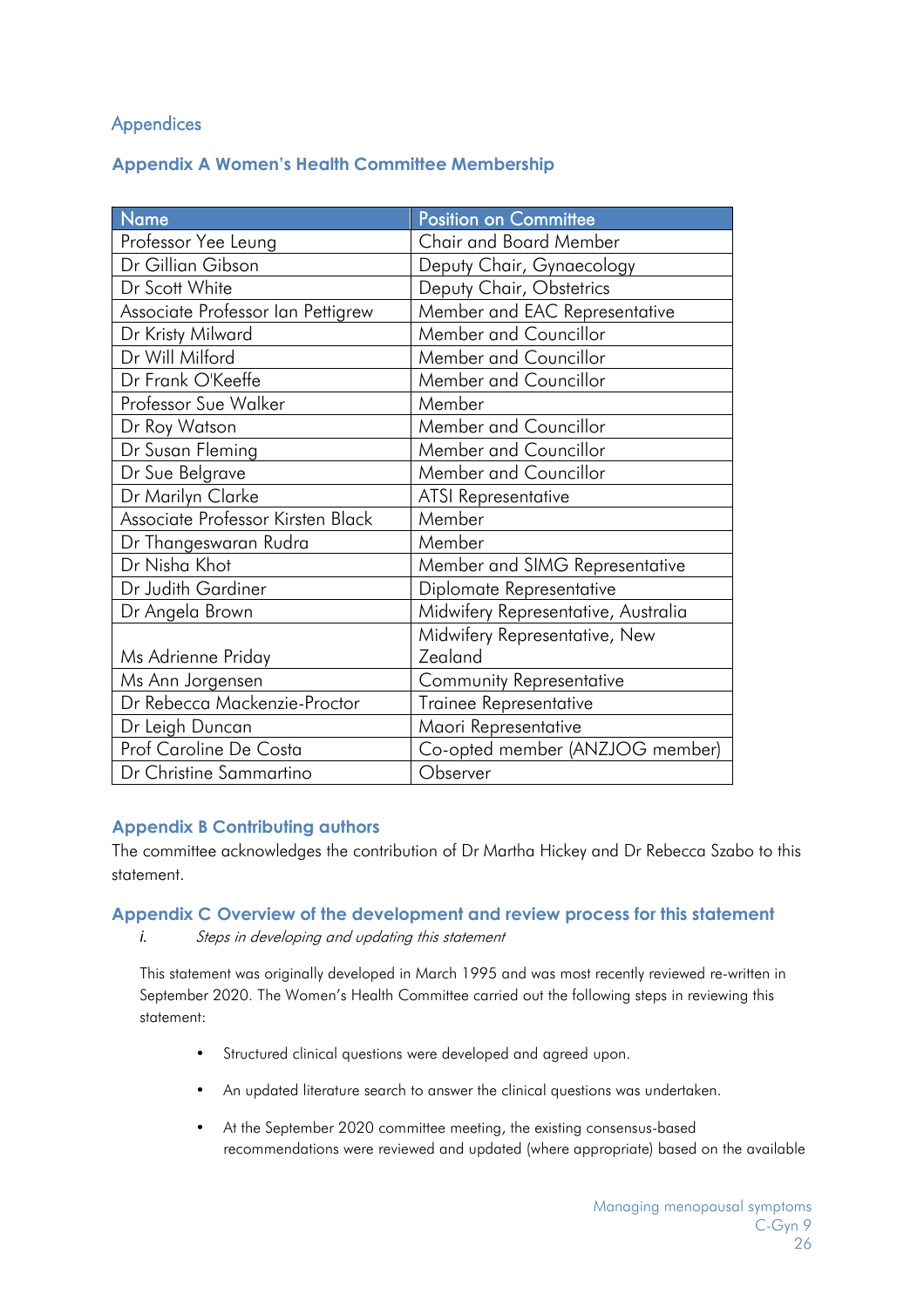## Appendices

### Appendix A Women's Health Committee Membership

| Name | Position on Committee |
|---|---|
| Professor Yee Leung | Chair and Board Member |
| Dr Gillian Gibson | Deputy Chair, Gynaecology |
| Dr Scott White | Deputy Chair, Obstetrics |
| Associate Professor Ian Pettigrew | Member and EAC Representative |
| Dr Kristy Milward | Member and Councillor |
| Dr Will Milford | Member and Councillor |
| Dr Frank O'Keeffe | Member and Councillor |
| Professor Sue Walker | Member |
| Dr Roy Watson | Member and Councillor |
| Dr Susan Fleming | Member and Councillor |
| Dr Sue Belgrave | Member and Councillor |
| Dr Marilyn Clarke | ATSI Representative |
| Associate Professor Kirsten Black | Member |
| Dr Thangeswaran Rudra | Member |
| Dr Nisha Khot | Member and SIMG Representative |
| Dr Judith Gardiner | Diplomate Representative |
| Dr Angela Brown | Midwifery Representative, Australia |
| Ms Adrienne Priday | Midwifery Representative, New Zealand |
| Ms Ann Jorgensen | Community Representative |
| Dr Rebecca Mackenzie-Proctor | Trainee Representative |
| Dr Leigh Duncan | Maori Representative |
| Prof Caroline De Costa | Co-opted member (ANZJOG member) |
| Dr Christine Sammartino | Observer |

### Appendix B Contributing authors

The committee acknowledges the contribution of Dr Martha Hickey and Dr Rebecca Szabo to this statement.

### Appendix C Overview of the development and review process for this statement

i. *Steps in developing and updating this statement*

This statement was originally developed in March 1995 and was most recently reviewed re-written in September 2020. The Women's Health Committee carried out the following steps in reviewing this statement:

- Structured clinical questions were developed and agreed upon.
- An updated literature search to answer the clinical questions was undertaken.
- At the September 2020 committee meeting, the existing consensus-based recommendations were reviewed and updated (where appropriate) based on the available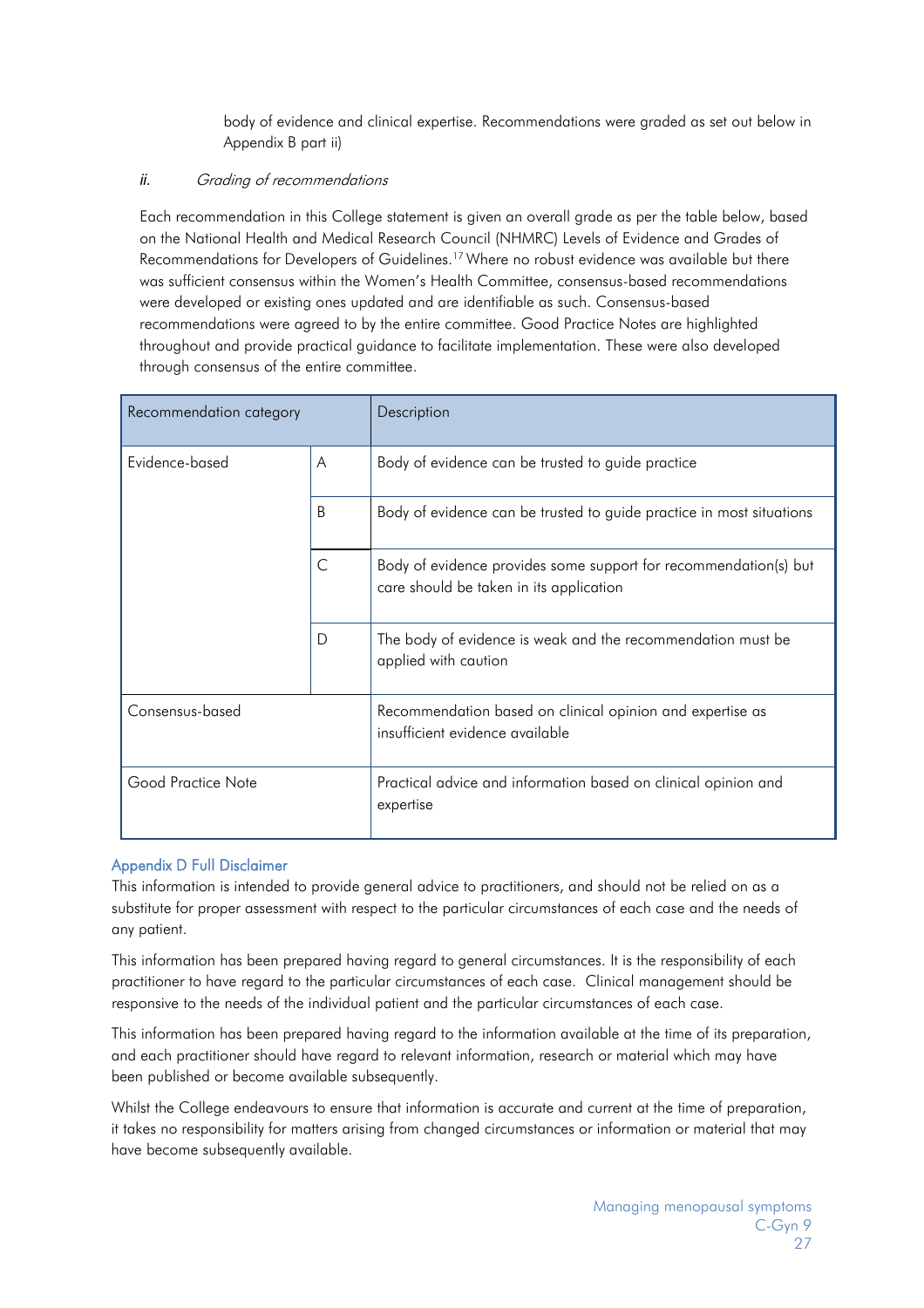body of evidence and clinical expertise. Recommendations were graded as set out below in Appendix B part ii)

*ii. Grading of recommendations*

Each recommendation in this College statement is given an overall grade as per the table below, based on the National Health and Medical Research Council (NHMRC) Levels of Evidence and Grades of Recommendations for Developers of Guidelines.[17] Where no robust evidence was available but there was sufficient consensus within the Women's Health Committee, consensus-based recommendations were developed or existing ones updated and are identifiable as such. Consensus-based recommendations were agreed to by the entire committee. Good Practice Notes are highlighted throughout and provide practical guidance to facilitate implementation. These were also developed through consensus of the entire committee.

| Recommendation category | | Description |
|---|---|---|
| Evidence-based | A | Body of evidence can be trusted to guide practice |
| | B | Body of evidence can be trusted to guide practice in most situations |
| | C | Body of evidence provides some support for recommendation(s) but care should be taken in its application |
| | D | The body of evidence is weak and the recommendation must be applied with caution |
| Consensus-based | | Recommendation based on clinical opinion and expertise as insufficient evidence available |
| Good Practice Note | | Practical advice and information based on clinical opinion and expertise |

## Appendix D Full Disclaimer

This information is intended to provide general advice to practitioners, and should not be relied on as a substitute for proper assessment with respect to the particular circumstances of each case and the needs of any patient.

This information has been prepared having regard to general circumstances. It is the responsibility of each practitioner to have regard to the particular circumstances of each case. Clinical management should be responsive to the needs of the individual patient and the particular circumstances of each case.

This information has been prepared having regard to the information available at the time of its preparation, and each practitioner should have regard to relevant information, research or material which may have been published or become available subsequently.

Whilst the College endeavours to ensure that information is accurate and current at the time of preparation, it takes no responsibility for matters arising from changed circumstances or information or material that may have become subsequently available.